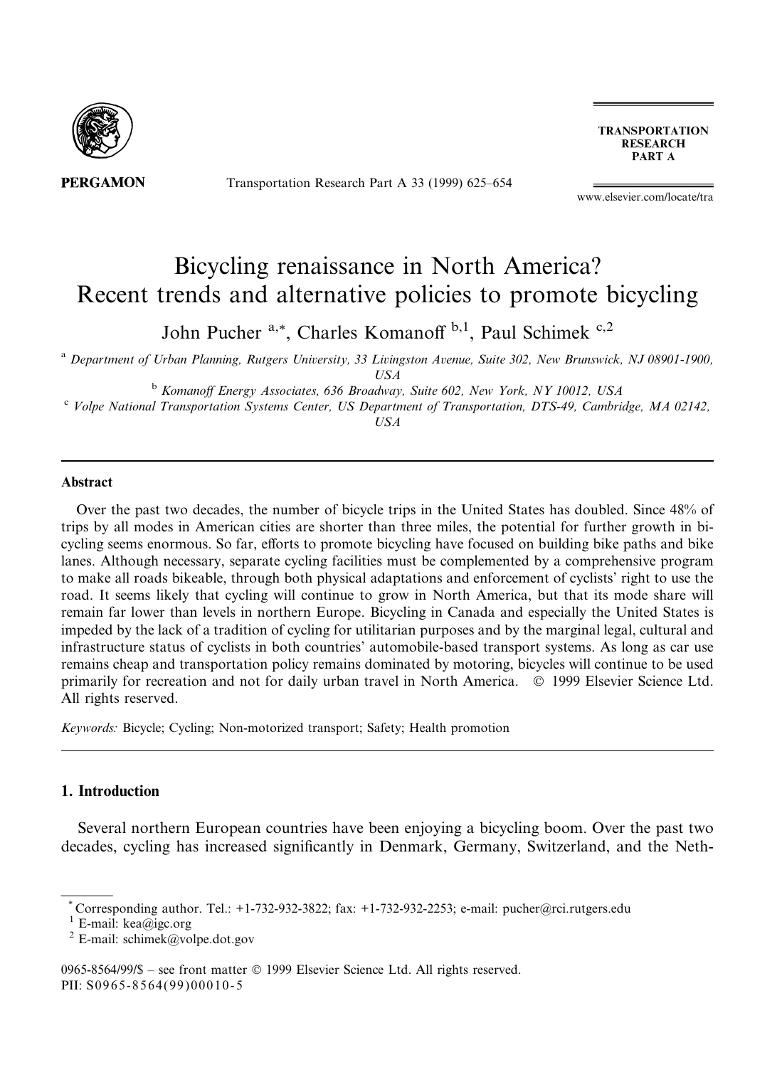# Bicycling renaissance in North America? Recent trends and alternative policies to promote bicycling

John Pucher [a,*], Charles Komanoff [b,1], Paul Schimek [c,2]

[a] Department of Urban Planning, Rutgers University, 33 Livingston Avenue, Suite 302, New Brunswick, NJ 08901-1900, USA

[b] Komanoff Energy Associates, 636 Broadway, Suite 602, New York, NY 10012, USA

[c] Volpe National Transportation Systems Center, US Department of Transportation, DTS-49, Cambridge, MA 02142, USA

## Abstract

Over the past two decades, the number of bicycle trips in the United States has doubled. Since 48% of trips by all modes in American cities are shorter than three miles, the potential for further growth in bicycling seems enormous. So far, efforts to promote bicycling have focused on building bike paths and bike lanes. Although necessary, separate cycling facilities must be complemented by a comprehensive program to make all roads bikeable, through both physical adaptations and enforcement of cyclists' right to use the road. It seems likely that cycling will continue to grow in North America, but that its mode share will remain far lower than levels in northern Europe. Bicycling in Canada and especially the United States is impeded by the lack of a tradition of cycling for utilitarian purposes and by the marginal legal, cultural and infrastructure status of cyclists in both countries' automobile-based transport systems. As long as car use remains cheap and transportation policy remains dominated by motoring, bicycles will continue to be used primarily for recreation and not for daily urban travel in North America. © 1999 Elsevier Science Ltd. All rights reserved.

*Keywords:* Bicycle; Cycling; Non-motorized transport; Safety; Health promotion

## 1. Introduction

Several northern European countries have been enjoying a bicycling boom. Over the past two decades, cycling has increased significantly in Denmark, Germany, Switzerland, and the Neth-

---

\* Corresponding author. Tel.: +1-732-932-3822; fax: +1-732-932-2253; e-mail: pucher@rci.rutgers.edu

[1] E-mail: kea@igc.org

[2] E-mail: schimek@volpe.dot.gov

0965-8564/99/$ – see front matter © 1999 Elsevier Science Ltd. All rights reserved.
PII: S0965-8564(99)00010-5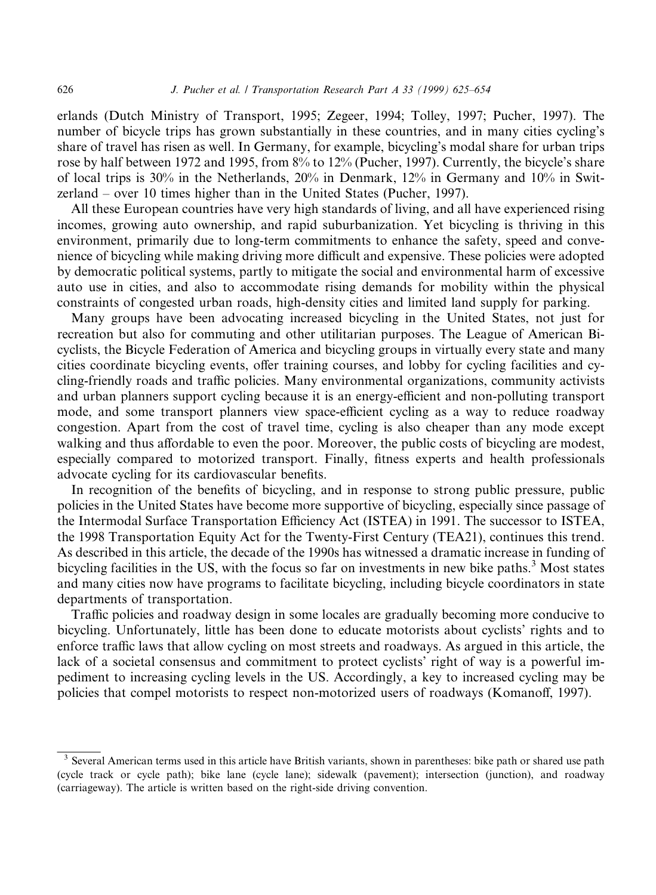erlands (Dutch Ministry of Transport, 1995; Zegeer, 1994; Tolley, 1997; Pucher, 1997). The number of bicycle trips has grown substantially in these countries, and in many cities cycling's share of travel has risen as well. In Germany, for example, bicycling's modal share for urban trips rose by half between 1972 and 1995, from 8% to 12% (Pucher, 1997). Currently, the bicycle's share of local trips is 30% in the Netherlands, 20% in Denmark, 12% in Germany and 10% in Switzerland – over 10 times higher than in the United States (Pucher, 1997).

All these European countries have very high standards of living, and all have experienced rising incomes, growing auto ownership, and rapid suburbanization. Yet bicycling is thriving in this environment, primarily due to long-term commitments to enhance the safety, speed and convenience of bicycling while making driving more difficult and expensive. These policies were adopted by democratic political systems, partly to mitigate the social and environmental harm of excessive auto use in cities, and also to accommodate rising demands for mobility within the physical constraints of congested urban roads, high-density cities and limited land supply for parking.

Many groups have been advocating increased bicycling in the United States, not just for recreation but also for commuting and other utilitarian purposes. The League of American Bicyclists, the Bicycle Federation of America and bicycling groups in virtually every state and many cities coordinate bicycling events, offer training courses, and lobby for cycling facilities and cycling-friendly roads and traffic policies. Many environmental organizations, community activists and urban planners support cycling because it is an energy-efficient and non-polluting transport mode, and some transport planners view space-efficient cycling as a way to reduce roadway congestion. Apart from the cost of travel time, cycling is also cheaper than any mode except walking and thus affordable to even the poor. Moreover, the public costs of bicycling are modest, especially compared to motorized transport. Finally, fitness experts and health professionals advocate cycling for its cardiovascular benefits.

In recognition of the benefits of bicycling, and in response to strong public pressure, public policies in the United States have become more supportive of bicycling, especially since passage of the Intermodal Surface Transportation Efficiency Act (ISTEA) in 1991. The successor to ISTEA, the 1998 Transportation Equity Act for the Twenty-First Century (TEA21), continues this trend. As described in this article, the decade of the 1990s has witnessed a dramatic increase in funding of bicycling facilities in the US, with the focus so far on investments in new bike paths.[3] Most states and many cities now have programs to facilitate bicycling, including bicycle coordinators in state departments of transportation.

Traffic policies and roadway design in some locales are gradually becoming more conducive to bicycling. Unfortunately, little has been done to educate motorists about cyclists' rights and to enforce traffic laws that allow cycling on most streets and roadways. As argued in this article, the lack of a societal consensus and commitment to protect cyclists' right of way is a powerful impediment to increasing cycling levels in the US. Accordingly, a key to increased cycling may be policies that compel motorists to respect non-motorized users of roadways (Komanoff, 1997).

[3] Several American terms used in this article have British variants, shown in parentheses: bike path or shared use path (cycle track or cycle path); bike lane (cycle lane); sidewalk (pavement); intersection (junction), and roadway (carriageway). The article is written based on the right-side driving convention.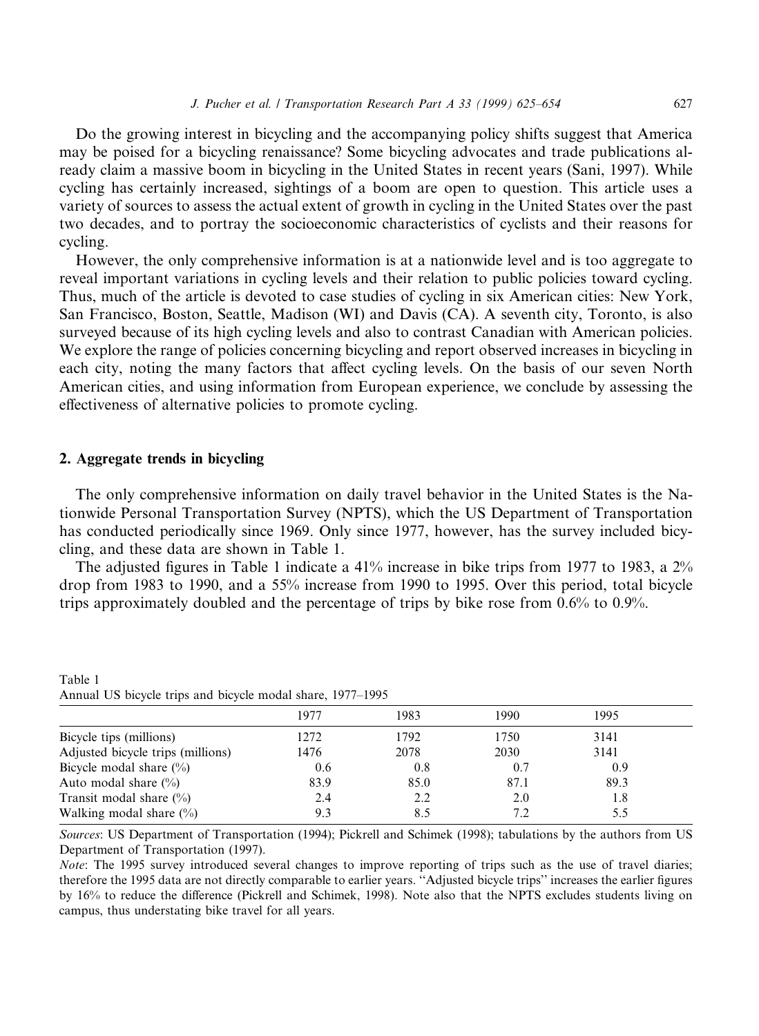Do the growing interest in bicycling and the accompanying policy shifts suggest that America may be poised for a bicycling renaissance? Some bicycling advocates and trade publications already claim a massive boom in bicycling in the United States in recent years (Sani, 1997). While cycling has certainly increased, sightings of a boom are open to question. This article uses a variety of sources to assess the actual extent of growth in cycling in the United States over the past two decades, and to portray the socioeconomic characteristics of cyclists and their reasons for cycling.

However, the only comprehensive information is at a nationwide level and is too aggregate to reveal important variations in cycling levels and their relation to public policies toward cycling. Thus, much of the article is devoted to case studies of cycling in six American cities: New York, San Francisco, Boston, Seattle, Madison (WI) and Davis (CA). A seventh city, Toronto, is also surveyed because of its high cycling levels and also to contrast Canadian with American policies. We explore the range of policies concerning bicycling and report observed increases in bicycling in each city, noting the many factors that affect cycling levels. On the basis of our seven North American cities, and using information from European experience, we conclude by assessing the effectiveness of alternative policies to promote cycling.

## 2. Aggregate trends in bicycling

The only comprehensive information on daily travel behavior in the United States is the Nationwide Personal Transportation Survey (NPTS), which the US Department of Transportation has conducted periodically since 1969. Only since 1977, however, has the survey included bicycling, and these data are shown in Table 1.

The adjusted figures in Table 1 indicate a 41% increase in bike trips from 1977 to 1983, a 2% drop from 1983 to 1990, and a 55% increase from 1990 to 1995. Over this period, total bicycle trips approximately doubled and the percentage of trips by bike rose from 0.6% to 0.9%.

Table 1
Annual US bicycle trips and bicycle modal share, 1977–1995

| | 1977 | 1983 | 1990 | 1995 |
|---|---|---|---|---|
| Bicycle tips (millions) | 1272 | 1792 | 1750 | 3141 |
| Adjusted bicycle trips (millions) | 1476 | 2078 | 2030 | 3141 |
| Bicycle modal share (%) | 0.6 | 0.8 | 0.7 | 0.9 |
| Auto modal share (%) | 83.9 | 85.0 | 87.1 | 89.3 |
| Transit modal share (%) | 2.4 | 2.2 | 2.0 | 1.8 |
| Walking modal share (%) | 9.3 | 8.5 | 7.2 | 5.5 |

*Sources*: US Department of Transportation (1994); Pickrell and Schimek (1998); tabulations by the authors from US Department of Transportation (1997).

*Note*: The 1995 survey introduced several changes to improve reporting of trips such as the use of travel diaries; therefore the 1995 data are not directly comparable to earlier years. "Adjusted bicycle trips" increases the earlier figures by 16% to reduce the difference (Pickrell and Schimek, 1998). Note also that the NPTS excludes students living on campus, thus understating bike travel for all years.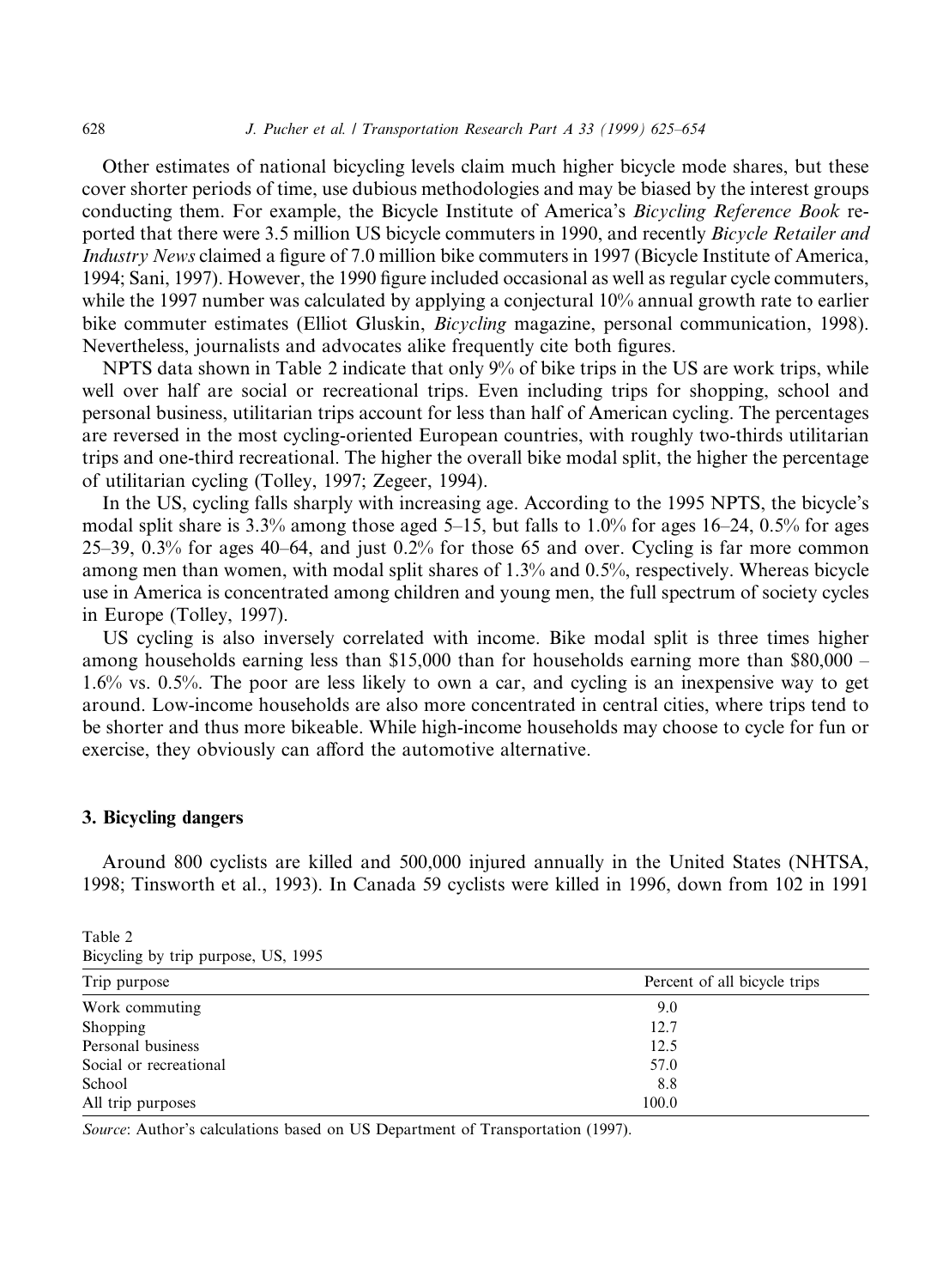Other estimates of national bicycling levels claim much higher bicycle mode shares, but these cover shorter periods of time, use dubious methodologies and may be biased by the interest groups conducting them. For example, the Bicycle Institute of America's *Bicycling Reference Book* reported that there were 3.5 million US bicycle commuters in 1990, and recently *Bicycle Retailer and Industry News* claimed a figure of 7.0 million bike commuters in 1997 (Bicycle Institute of America, 1994; Sani, 1997). However, the 1990 figure included occasional as well as regular cycle commuters, while the 1997 number was calculated by applying a conjectural 10% annual growth rate to earlier bike commuter estimates (Elliot Gluskin, *Bicycling* magazine, personal communication, 1998). Nevertheless, journalists and advocates alike frequently cite both figures.

NPTS data shown in Table 2 indicate that only 9% of bike trips in the US are work trips, while well over half are social or recreational trips. Even including trips for shopping, school and personal business, utilitarian trips account for less than half of American cycling. The percentages are reversed in the most cycling-oriented European countries, with roughly two-thirds utilitarian trips and one-third recreational. The higher the overall bike modal split, the higher the percentage of utilitarian cycling (Tolley, 1997; Zegeer, 1994).

In the US, cycling falls sharply with increasing age. According to the 1995 NPTS, the bicycle's modal split share is 3.3% among those aged 5–15, but falls to 1.0% for ages 16–24, 0.5% for ages 25–39, 0.3% for ages 40–64, and just 0.2% for those 65 and over. Cycling is far more common among men than women, with modal split shares of 1.3% and 0.5%, respectively. Whereas bicycle use in America is concentrated among children and young men, the full spectrum of society cycles in Europe (Tolley, 1997).

US cycling is also inversely correlated with income. Bike modal split is three times higher among households earning less than $15,000 than for households earning more than $80,000 – 1.6% vs. 0.5%. The poor are less likely to own a car, and cycling is an inexpensive way to get around. Low-income households are also more concentrated in central cities, where trips tend to be shorter and thus more bikeable. While high-income households may choose to cycle for fun or exercise, they obviously can afford the automotive alternative.

## 3. Bicycling dangers

Around 800 cyclists are killed and 500,000 injured annually in the United States (NHTSA, 1998; Tinsworth et al., 1993). In Canada 59 cyclists were killed in 1996, down from 102 in 1991

Table 2
Bicycling by trip purpose, US, 1995

| Trip purpose | Percent of all bicycle trips |
|---|---|
| Work commuting | 9.0 |
| Shopping | 12.7 |
| Personal business | 12.5 |
| Social or recreational | 57.0 |
| School | 8.8 |
| All trip purposes | 100.0 |

*Source*: Author's calculations based on US Department of Transportation (1997).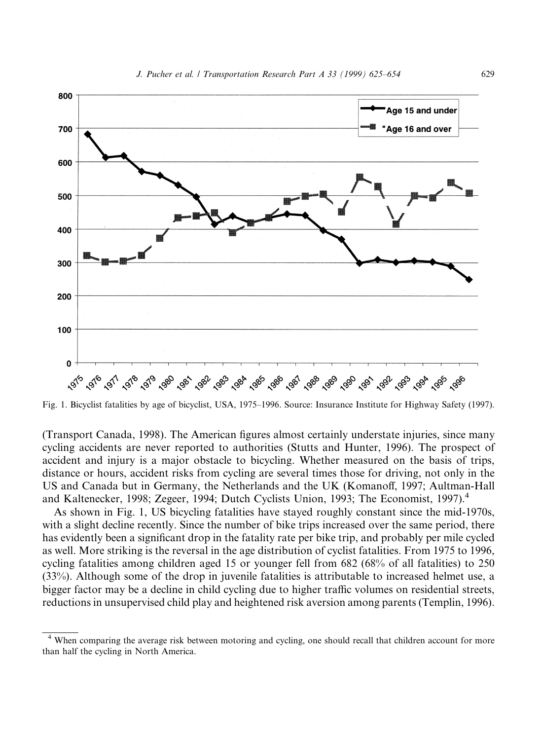Fig. 1. Bicyclist fatalities by age of bicyclist, USA, 1975–1996. Source: Insurance Institute for Highway Safety (1997).

(Transport Canada, 1998). The American figures almost certainly understate injuries, since many cycling accidents are never reported to authorities (Stutts and Hunter, 1996). The prospect of accident and injury is a major obstacle to bicycling. Whether measured on the basis of trips, distance or hours, accident risks from cycling are several times those for driving, not only in the US and Canada but in Germany, the Netherlands and the UK (Komanoff, 1997; Aultman-Hall and Kaltenecker, 1998; Zegeer, 1994; Dutch Cyclists Union, 1993; The Economist, 1997).[4]

As shown in Fig. 1, US bicycling fatalities have stayed roughly constant since the mid-1970s, with a slight decline recently. Since the number of bike trips increased over the same period, there has evidently been a significant drop in the fatality rate per bike trip, and probably per mile cycled as well. More striking is the reversal in the age distribution of cyclist fatalities. From 1975 to 1996, cycling fatalities among children aged 15 or younger fell from 682 (68% of all fatalities) to 250 (33%). Although some of the drop in juvenile fatalities is attributable to increased helmet use, a bigger factor may be a decline in child cycling due to higher traffic volumes on residential streets, reductions in unsupervised child play and heightened risk aversion among parents (Templin, 1996).

[4] When comparing the average risk between motoring and cycling, one should recall that children account for more than half the cycling in North America.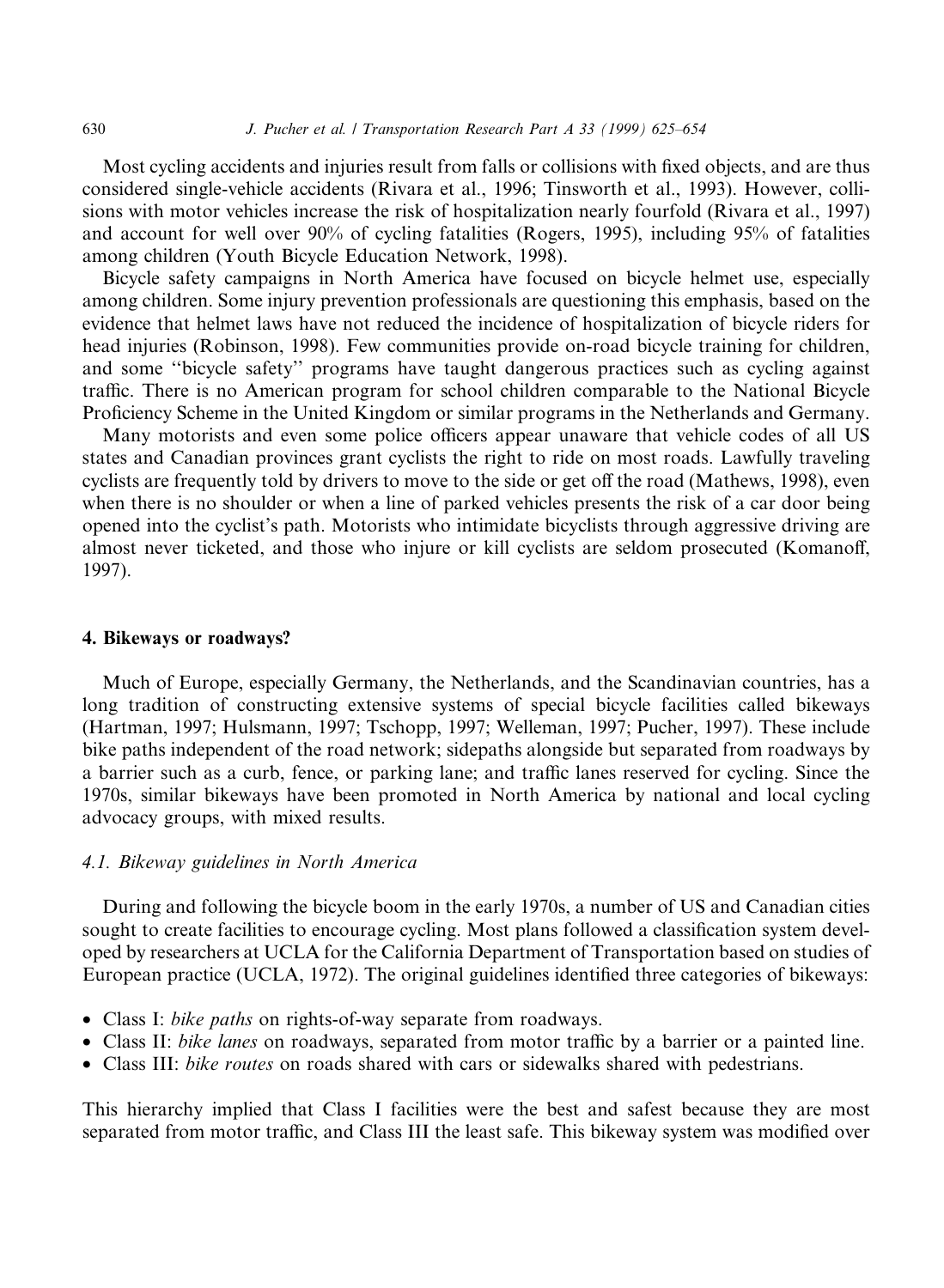Most cycling accidents and injuries result from falls or collisions with fixed objects, and are thus considered single-vehicle accidents (Rivara et al., 1996; Tinsworth et al., 1993). However, collisions with motor vehicles increase the risk of hospitalization nearly fourfold (Rivara et al., 1997) and account for well over 90% of cycling fatalities (Rogers, 1995), including 95% of fatalities among children (Youth Bicycle Education Network, 1998).

Bicycle safety campaigns in North America have focused on bicycle helmet use, especially among children. Some injury prevention professionals are questioning this emphasis, based on the evidence that helmet laws have not reduced the incidence of hospitalization of bicycle riders for head injuries (Robinson, 1998). Few communities provide on-road bicycle training for children, and some "bicycle safety" programs have taught dangerous practices such as cycling against traffic. There is no American program for school children comparable to the National Bicycle Proficiency Scheme in the United Kingdom or similar programs in the Netherlands and Germany.

Many motorists and even some police officers appear unaware that vehicle codes of all US states and Canadian provinces grant cyclists the right to ride on most roads. Lawfully traveling cyclists are frequently told by drivers to move to the side or get off the road (Mathews, 1998), even when there is no shoulder or when a line of parked vehicles presents the risk of a car door being opened into the cyclist's path. Motorists who intimidate bicyclists through aggressive driving are almost never ticketed, and those who injure or kill cyclists are seldom prosecuted (Komanoff, 1997).

## 4. Bikeways or roadways?

Much of Europe, especially Germany, the Netherlands, and the Scandinavian countries, has a long tradition of constructing extensive systems of special bicycle facilities called bikeways (Hartman, 1997; Hulsmann, 1997; Tschopp, 1997; Welleman, 1997; Pucher, 1997). These include bike paths independent of the road network; sidepaths alongside but separated from roadways by a barrier such as a curb, fence, or parking lane; and traffic lanes reserved for cycling. Since the 1970s, similar bikeways have been promoted in North America by national and local cycling advocacy groups, with mixed results.

### *4.1. Bikeway guidelines in North America*

During and following the bicycle boom in the early 1970s, a number of US and Canadian cities sought to create facilities to encourage cycling. Most plans followed a classification system developed by researchers at UCLA for the California Department of Transportation based on studies of European practice (UCLA, 1972). The original guidelines identified three categories of bikeways:

- Class I: *bike paths* on rights-of-way separate from roadways.
- Class II: *bike lanes* on roadways, separated from motor traffic by a barrier or a painted line.
- Class III: *bike routes* on roads shared with cars or sidewalks shared with pedestrians.

This hierarchy implied that Class I facilities were the best and safest because they are most separated from motor traffic, and Class III the least safe. This bikeway system was modified over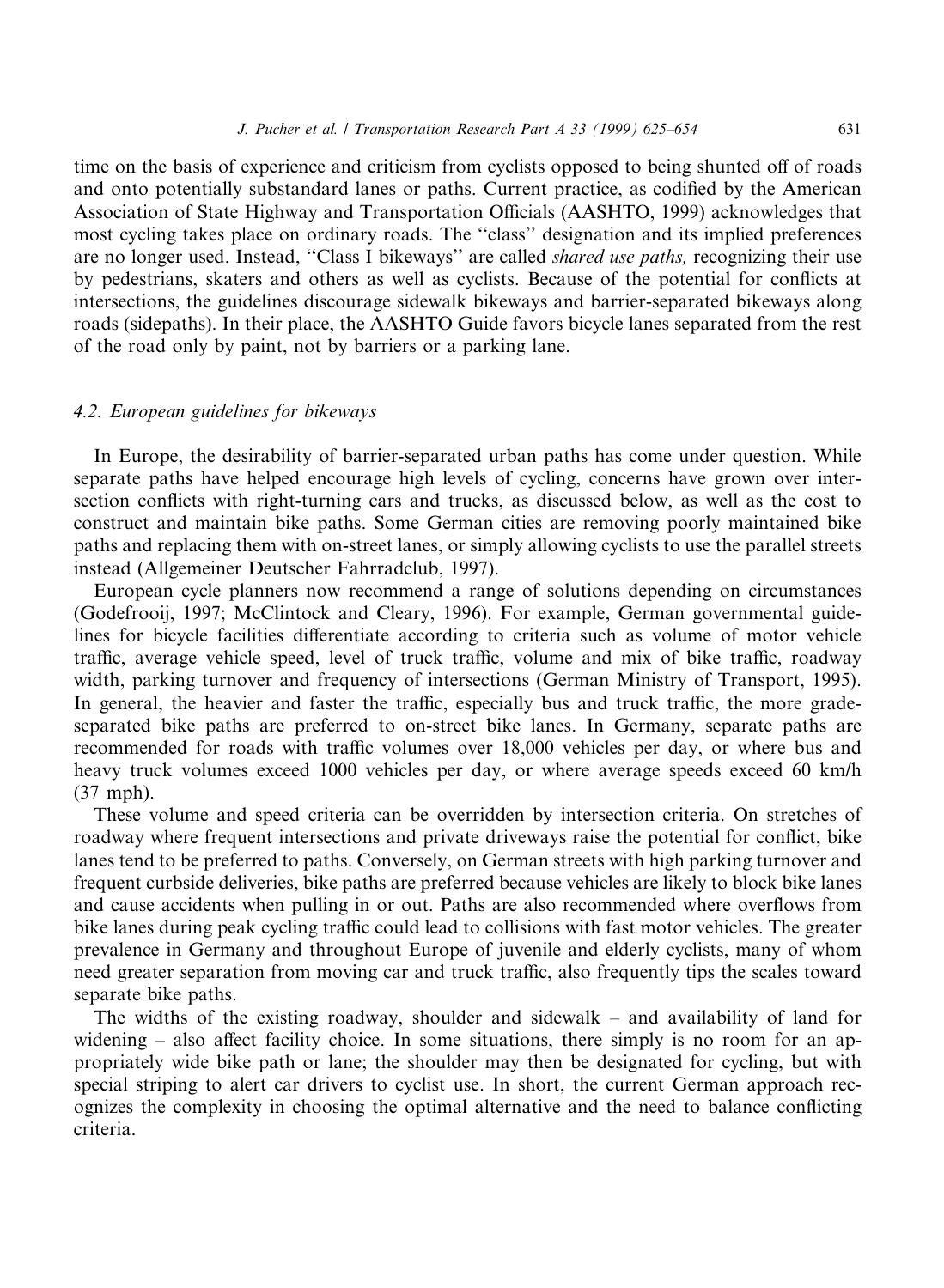time on the basis of experience and criticism from cyclists opposed to being shunted off of roads and onto potentially substandard lanes or paths. Current practice, as codified by the American Association of State Highway and Transportation Officials (AASHTO, 1999) acknowledges that most cycling takes place on ordinary roads. The ''class'' designation and its implied preferences are no longer used. Instead, ''Class I bikeways'' are called *shared use paths,* recognizing their use by pedestrians, skaters and others as well as cyclists. Because of the potential for conflicts at intersections, the guidelines discourage sidewalk bikeways and barrier-separated bikeways along roads (sidepaths). In their place, the AASHTO Guide favors bicycle lanes separated from the rest of the road only by paint, not by barriers or a parking lane.

### 4.2. European guidelines for bikeways

In Europe, the desirability of barrier-separated urban paths has come under question. While separate paths have helped encourage high levels of cycling, concerns have grown over intersection conflicts with right-turning cars and trucks, as discussed below, as well as the cost to construct and maintain bike paths. Some German cities are removing poorly maintained bike paths and replacing them with on-street lanes, or simply allowing cyclists to use the parallel streets instead (Allgemeiner Deutscher Fahrradclub, 1997).

European cycle planners now recommend a range of solutions depending on circumstances (Godefrooij, 1997; McClintock and Cleary, 1996). For example, German governmental guidelines for bicycle facilities differentiate according to criteria such as volume of motor vehicle traffic, average vehicle speed, level of truck traffic, volume and mix of bike traffic, roadway width, parking turnover and frequency of intersections (German Ministry of Transport, 1995). In general, the heavier and faster the traffic, especially bus and truck traffic, the more grade-separated bike paths are preferred to on-street bike lanes. In Germany, separate paths are recommended for roads with traffic volumes over 18,000 vehicles per day, or where bus and heavy truck volumes exceed 1000 vehicles per day, or where average speeds exceed 60 km/h (37 mph).

These volume and speed criteria can be overridden by intersection criteria. On stretches of roadway where frequent intersections and private driveways raise the potential for conflict, bike lanes tend to be preferred to paths. Conversely, on German streets with high parking turnover and frequent curbside deliveries, bike paths are preferred because vehicles are likely to block bike lanes and cause accidents when pulling in or out. Paths are also recommended where overflows from bike lanes during peak cycling traffic could lead to collisions with fast motor vehicles. The greater prevalence in Germany and throughout Europe of juvenile and elderly cyclists, many of whom need greater separation from moving car and truck traffic, also frequently tips the scales toward separate bike paths.

The widths of the existing roadway, shoulder and sidewalk – and availability of land for widening – also affect facility choice. In some situations, there simply is no room for an appropriately wide bike path or lane; the shoulder may then be designated for cycling, but with special striping to alert car drivers to cyclist use. In short, the current German approach recognizes the complexity in choosing the optimal alternative and the need to balance conflicting criteria.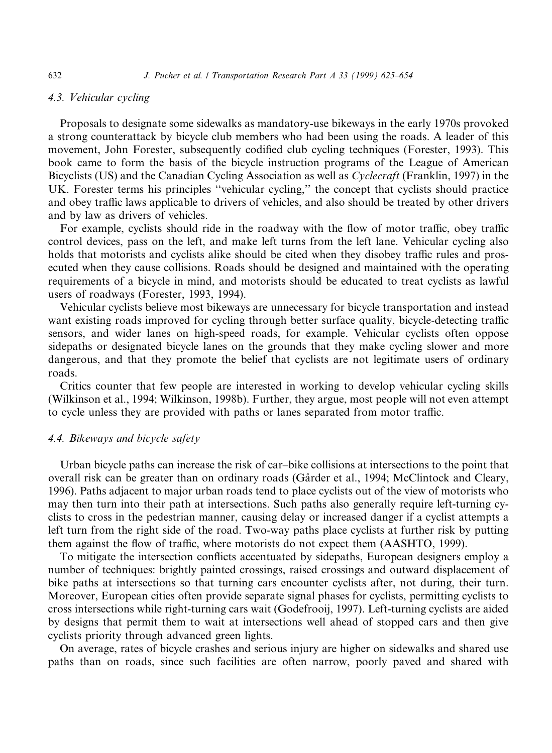### 4.3. Vehicular cycling

Proposals to designate some sidewalks as mandatory-use bikeways in the early 1970s provoked a strong counterattack by bicycle club members who had been using the roads. A leader of this movement, John Forester, subsequently codified club cycling techniques (Forester, 1993). This book came to form the basis of the bicycle instruction programs of the League of American Bicyclists (US) and the Canadian Cycling Association as well as *Cyclecraft* (Franklin, 1997) in the UK. Forester terms his principles ''vehicular cycling,'' the concept that cyclists should practice and obey traffic laws applicable to drivers of vehicles, and also should be treated by other drivers and by law as drivers of vehicles.

For example, cyclists should ride in the roadway with the flow of motor traffic, obey traffic control devices, pass on the left, and make left turns from the left lane. Vehicular cycling also holds that motorists and cyclists alike should be cited when they disobey traffic rules and prosecuted when they cause collisions. Roads should be designed and maintained with the operating requirements of a bicycle in mind, and motorists should be educated to treat cyclists as lawful users of roadways (Forester, 1993, 1994).

Vehicular cyclists believe most bikeways are unnecessary for bicycle transportation and instead want existing roads improved for cycling through better surface quality, bicycle-detecting traffic sensors, and wider lanes on high-speed roads, for example. Vehicular cyclists often oppose sidepaths or designated bicycle lanes on the grounds that they make cycling slower and more dangerous, and that they promote the belief that cyclists are not legitimate users of ordinary roads.

Critics counter that few people are interested in working to develop vehicular cycling skills (Wilkinson et al., 1994; Wilkinson, 1998b). Further, they argue, most people will not even attempt to cycle unless they are provided with paths or lanes separated from motor traffic.

### 4.4. Bikeways and bicycle safety

Urban bicycle paths can increase the risk of car–bike collisions at intersections to the point that overall risk can be greater than on ordinary roads (Gårder et al., 1994; McClintock and Cleary, 1996). Paths adjacent to major urban roads tend to place cyclists out of the view of motorists who may then turn into their path at intersections. Such paths also generally require left-turning cyclists to cross in the pedestrian manner, causing delay or increased danger if a cyclist attempts a left turn from the right side of the road. Two-way paths place cyclists at further risk by putting them against the flow of traffic, where motorists do not expect them (AASHTO, 1999).

To mitigate the intersection conflicts accentuated by sidepaths, European designers employ a number of techniques: brightly painted crossings, raised crossings and outward displacement of bike paths at intersections so that turning cars encounter cyclists after, not during, their turn. Moreover, European cities often provide separate signal phases for cyclists, permitting cyclists to cross intersections while right-turning cars wait (Godefrooij, 1997). Left-turning cyclists are aided by designs that permit them to wait at intersections well ahead of stopped cars and then give cyclists priority through advanced green lights.

On average, rates of bicycle crashes and serious injury are higher on sidewalks and shared use paths than on roads, since such facilities are often narrow, poorly paved and shared with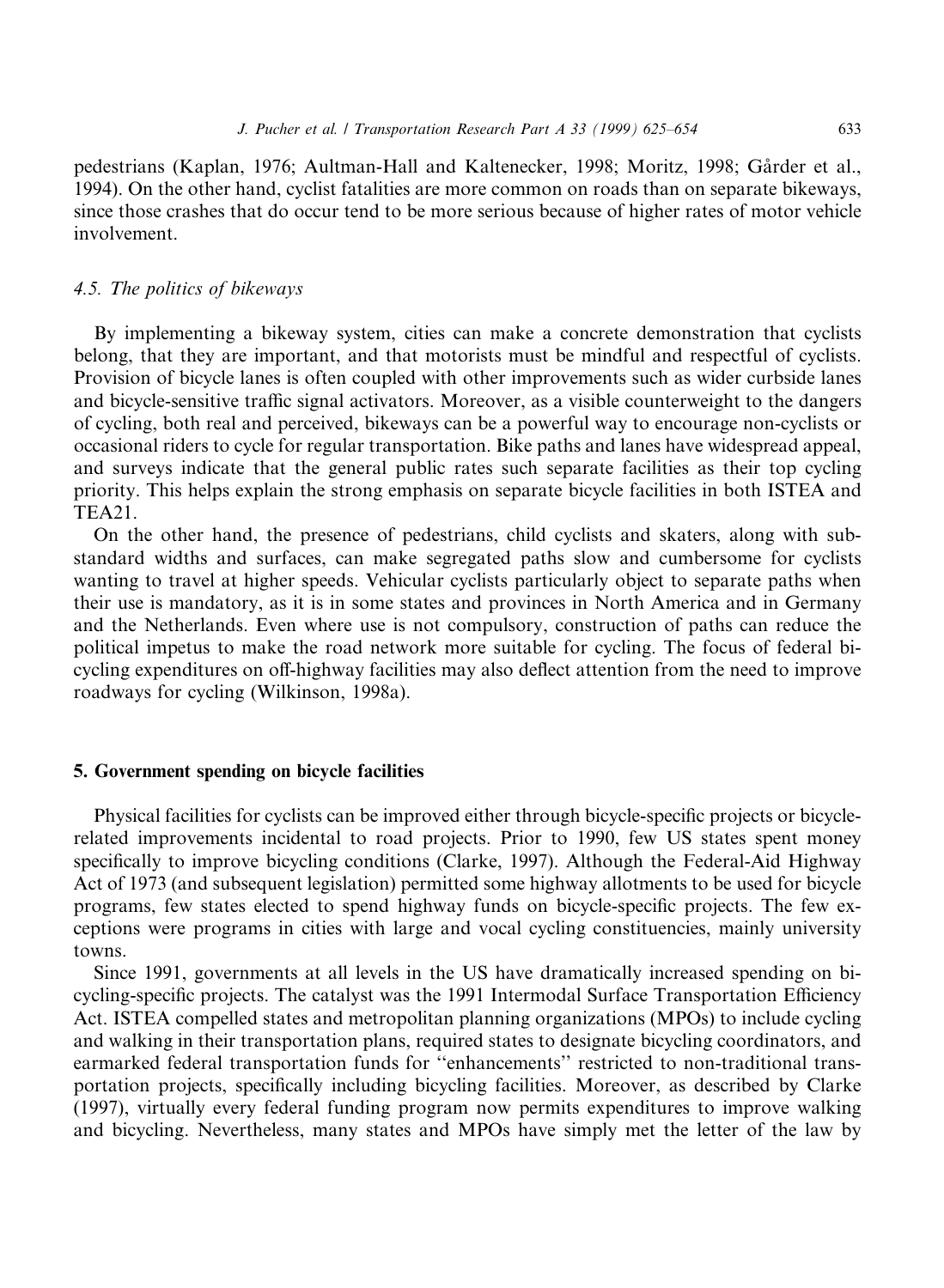pedestrians (Kaplan, 1976; Aultman-Hall and Kaltenecker, 1998; Moritz, 1998; Gårder et al., 1994). On the other hand, cyclist fatalities are more common on roads than on separate bikeways, since those crashes that do occur tend to be more serious because of higher rates of motor vehicle involvement.

### 4.5. The politics of bikeways

By implementing a bikeway system, cities can make a concrete demonstration that cyclists belong, that they are important, and that motorists must be mindful and respectful of cyclists. Provision of bicycle lanes is often coupled with other improvements such as wider curbside lanes and bicycle-sensitive traffic signal activators. Moreover, as a visible counterweight to the dangers of cycling, both real and perceived, bikeways can be a powerful way to encourage non-cyclists or occasional riders to cycle for regular transportation. Bike paths and lanes have widespread appeal, and surveys indicate that the general public rates such separate facilities as their top cycling priority. This helps explain the strong emphasis on separate bicycle facilities in both ISTEA and TEA21.

On the other hand, the presence of pedestrians, child cyclists and skaters, along with substandard widths and surfaces, can make segregated paths slow and cumbersome for cyclists wanting to travel at higher speeds. Vehicular cyclists particularly object to separate paths when their use is mandatory, as it is in some states and provinces in North America and in Germany and the Netherlands. Even where use is not compulsory, construction of paths can reduce the political impetus to make the road network more suitable for cycling. The focus of federal bicycling expenditures on off-highway facilities may also deflect attention from the need to improve roadways for cycling (Wilkinson, 1998a).

## 5. Government spending on bicycle facilities

Physical facilities for cyclists can be improved either through bicycle-specific projects or bicycle-related improvements incidental to road projects. Prior to 1990, few US states spent money specifically to improve bicycling conditions (Clarke, 1997). Although the Federal-Aid Highway Act of 1973 (and subsequent legislation) permitted some highway allotments to be used for bicycle programs, few states elected to spend highway funds on bicycle-specific projects. The few exceptions were programs in cities with large and vocal cycling constituencies, mainly university towns.

Since 1991, governments at all levels in the US have dramatically increased spending on bicycling-specific projects. The catalyst was the 1991 Intermodal Surface Transportation Efficiency Act. ISTEA compelled states and metropolitan planning organizations (MPOs) to include cycling and walking in their transportation plans, required states to designate bicycling coordinators, and earmarked federal transportation funds for "enhancements" restricted to non-traditional transportation projects, specifically including bicycling facilities. Moreover, as described by Clarke (1997), virtually every federal funding program now permits expenditures to improve walking and bicycling. Nevertheless, many states and MPOs have simply met the letter of the law by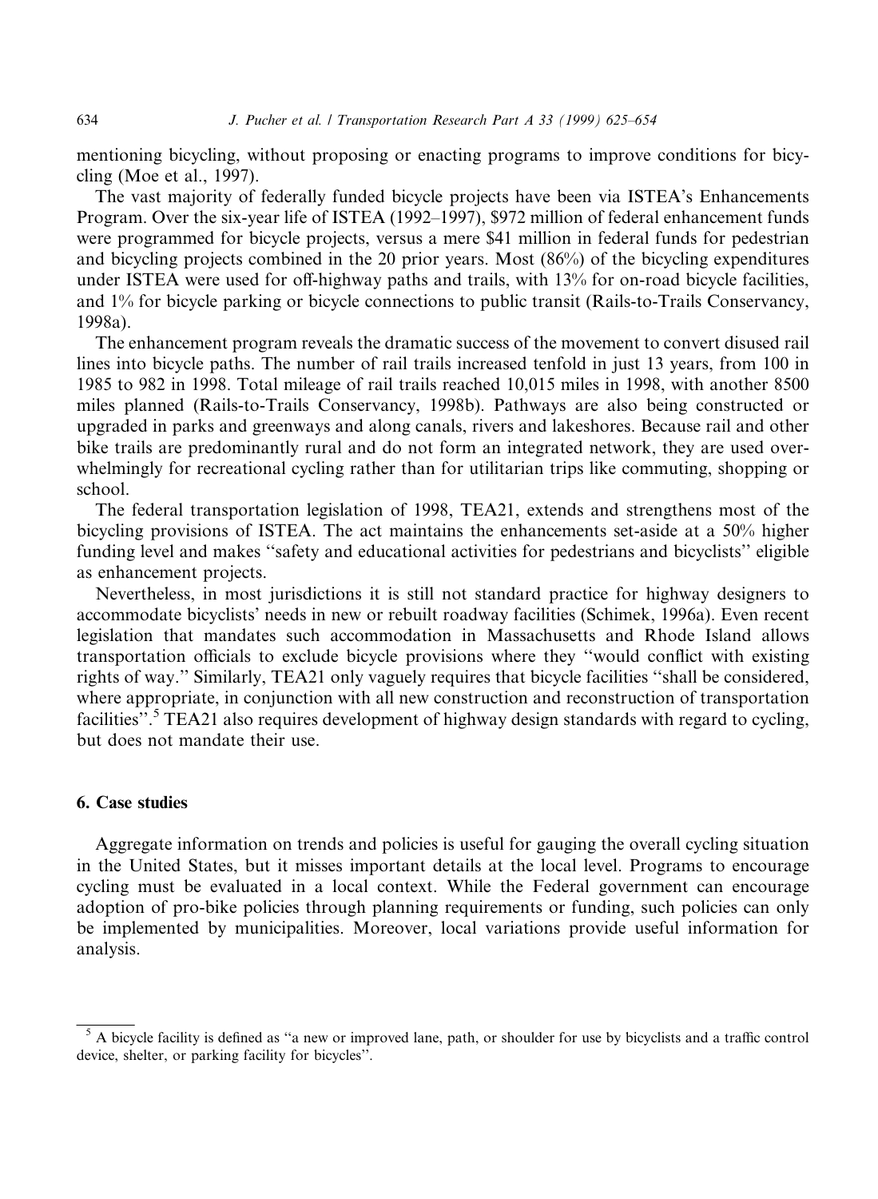mentioning bicycling, without proposing or enacting programs to improve conditions for bicycling (Moe et al., 1997).

The vast majority of federally funded bicycle projects have been via ISTEA's Enhancements Program. Over the six-year life of ISTEA (1992–1997), $972 million of federal enhancement funds were programmed for bicycle projects, versus a mere $41 million in federal funds for pedestrian and bicycling projects combined in the 20 prior years. Most (86%) of the bicycling expenditures under ISTEA were used for off-highway paths and trails, with 13% for on-road bicycle facilities, and 1% for bicycle parking or bicycle connections to public transit (Rails-to-Trails Conservancy, 1998a).

The enhancement program reveals the dramatic success of the movement to convert disused rail lines into bicycle paths. The number of rail trails increased tenfold in just 13 years, from 100 in 1985 to 982 in 1998. Total mileage of rail trails reached 10,015 miles in 1998, with another 8500 miles planned (Rails-to-Trails Conservancy, 1998b). Pathways are also being constructed or upgraded in parks and greenways and along canals, rivers and lakeshores. Because rail and other bike trails are predominantly rural and do not form an integrated network, they are used overwhelmingly for recreational cycling rather than for utilitarian trips like commuting, shopping or school.

The federal transportation legislation of 1998, TEA21, extends and strengthens most of the bicycling provisions of ISTEA. The act maintains the enhancements set-aside at a 50% higher funding level and makes "safety and educational activities for pedestrians and bicyclists" eligible as enhancement projects.

Nevertheless, in most jurisdictions it is still not standard practice for highway designers to accommodate bicyclists' needs in new or rebuilt roadway facilities (Schimek, 1996a). Even recent legislation that mandates such accommodation in Massachusetts and Rhode Island allows transportation officials to exclude bicycle provisions where they "would conflict with existing rights of way." Similarly, TEA21 only vaguely requires that bicycle facilities "shall be considered, where appropriate, in conjunction with all new construction and reconstruction of transportation facilities".[5] TEA21 also requires development of highway design standards with regard to cycling, but does not mandate their use.

## 6. Case studies

Aggregate information on trends and policies is useful for gauging the overall cycling situation in the United States, but it misses important details at the local level. Programs to encourage cycling must be evaluated in a local context. While the Federal government can encourage adoption of pro-bike policies through planning requirements or funding, such policies can only be implemented by municipalities. Moreover, local variations provide useful information for analysis.

---

[5] A bicycle facility is defined as "a new or improved lane, path, or shoulder for use by bicyclists and a traffic control device, shelter, or parking facility for bicycles".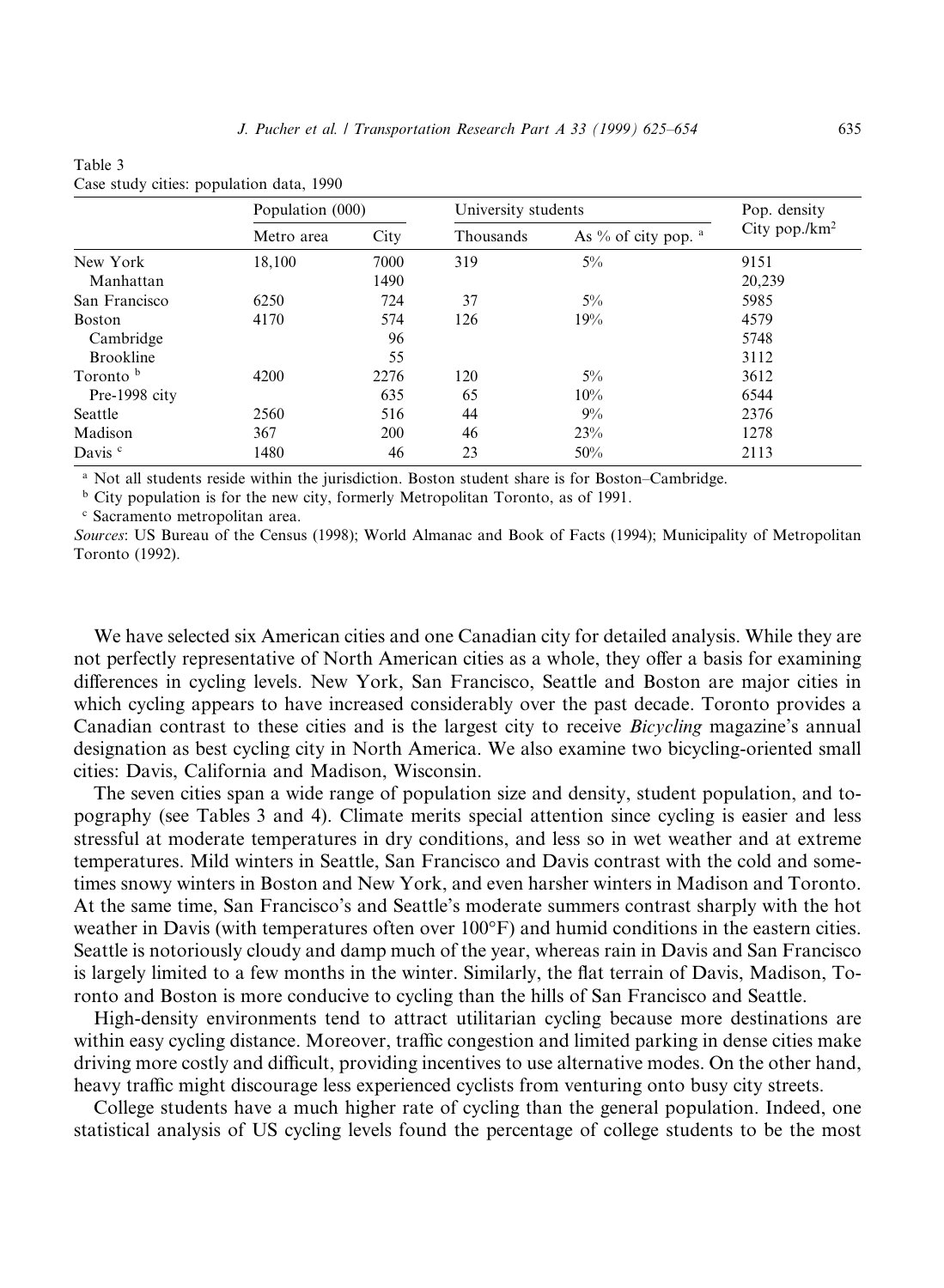Table 3
Case study cities: population data, 1990

| | Population (000) | | University students | | Pop. density |
|---|---|---|---|---|---|
| | Metro area | City | Thousands | As % of city pop. [a] | City pop./km² |
| New York | 18,100 | 7000 | 319 | 5% | 9151 |
| Manhattan | | 1490 | | | 20,239 |
| San Francisco | 6250 | 724 | 37 | 5% | 5985 |
| Boston | 4170 | 574 | 126 | 19% | 4579 |
| Cambridge | | 96 | | | 5748 |
| Brookline | | 55 | | | 3112 |
| Toronto [b] | 4200 | 2276 | 120 | 5% | 3612 |
| Pre-1998 city | | 635 | 65 | 10% | 6544 |
| Seattle | 2560 | 516 | 44 | 9% | 2376 |
| Madison | 367 | 200 | 46 | 23% | 1278 |
| Davis [c] | 1480 | 46 | 23 | 50% | 2113 |

[a] Not all students reside within the jurisdiction. Boston student share is for Boston–Cambridge.

[b] City population is for the new city, formerly Metropolitan Toronto, as of 1991.

[c] Sacramento metropolitan area.

*Sources*: US Bureau of the Census (1998); World Almanac and Book of Facts (1994); Municipality of Metropolitan Toronto (1992).

We have selected six American cities and one Canadian city for detailed analysis. While they are not perfectly representative of North American cities as a whole, they offer a basis for examining differences in cycling levels. New York, San Francisco, Seattle and Boston are major cities in which cycling appears to have increased considerably over the past decade. Toronto provides a Canadian contrast to these cities and is the largest city to receive *Bicycling* magazine's annual designation as best cycling city in North America. We also examine two bicycling-oriented small cities: Davis, California and Madison, Wisconsin.

The seven cities span a wide range of population size and density, student population, and topography (see Tables 3 and 4). Climate merits special attention since cycling is easier and less stressful at moderate temperatures in dry conditions, and less so in wet weather and at extreme temperatures. Mild winters in Seattle, San Francisco and Davis contrast with the cold and sometimes snowy winters in Boston and New York, and even harsher winters in Madison and Toronto. At the same time, San Francisco's and Seattle's moderate summers contrast sharply with the hot weather in Davis (with temperatures often over 100°F) and humid conditions in the eastern cities. Seattle is notoriously cloudy and damp much of the year, whereas rain in Davis and San Francisco is largely limited to a few months in the winter. Similarly, the flat terrain of Davis, Madison, Toronto and Boston is more conducive to cycling than the hills of San Francisco and Seattle.

High-density environments tend to attract utilitarian cycling because more destinations are within easy cycling distance. Moreover, traffic congestion and limited parking in dense cities make driving more costly and difficult, providing incentives to use alternative modes. On the other hand, heavy traffic might discourage less experienced cyclists from venturing onto busy city streets.

College students have a much higher rate of cycling than the general population. Indeed, one statistical analysis of US cycling levels found the percentage of college students to be the most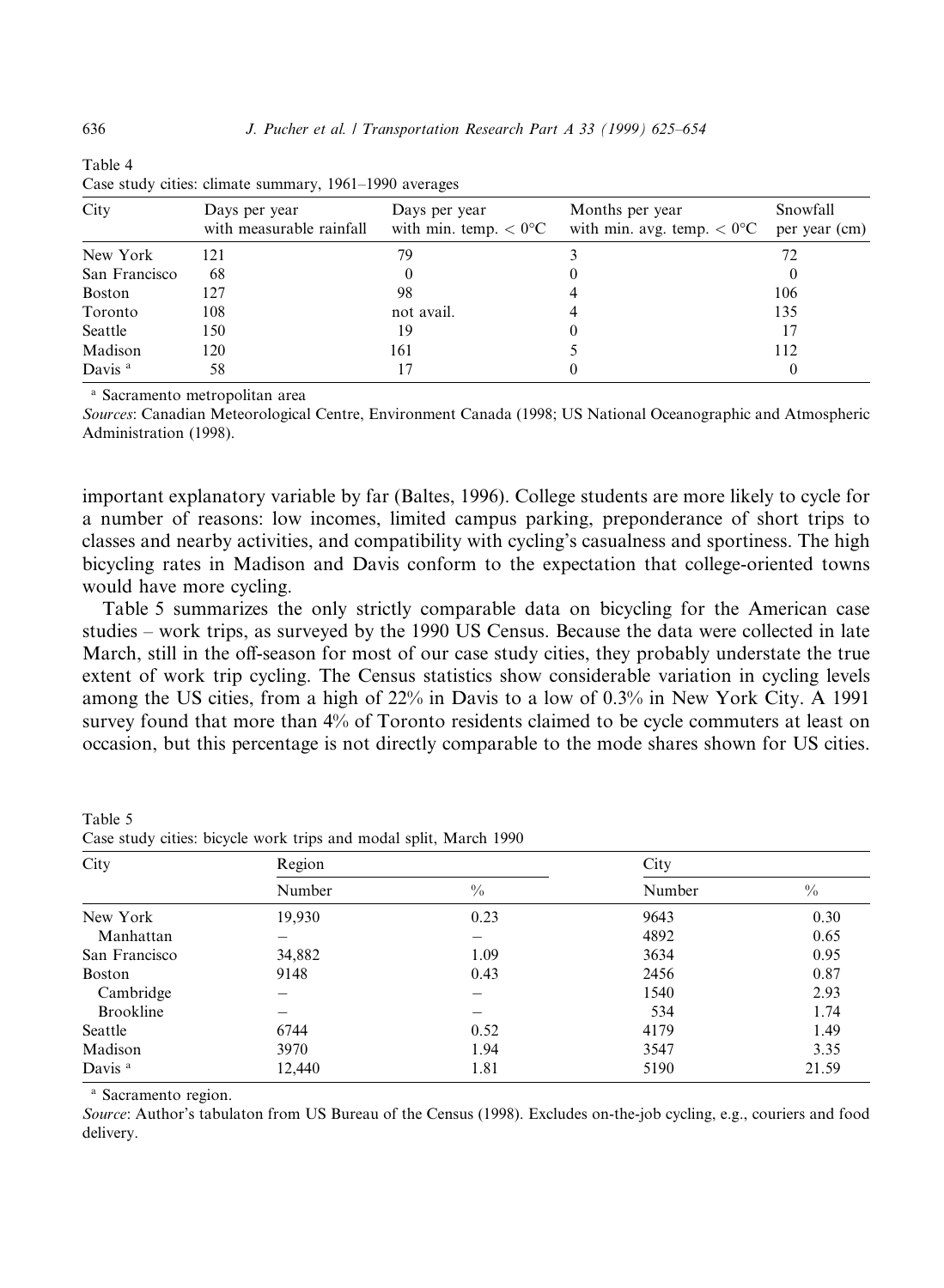Table 4
Case study cities: climate summary, 1961–1990 averages

| City | Days per year with measurable rainfall | Days per year with min. temp. < 0°C | Months per year with min. avg. temp. < 0°C | Snowfall per year (cm) |
|---|---|---|---|---|
| New York | 121 | 79 | 3 | 72 |
| San Francisco | 68 | 0 | 0 | 0 |
| Boston | 127 | 98 | 4 | 106 |
| Toronto | 108 | not avail. | 4 | 135 |
| Seattle | 150 | 19 | 0 | 17 |
| Madison | 120 | 161 | 5 | 112 |
| Davis [a] | 58 | 17 | 0 | 0 |

[a] Sacramento metropolitan area

*Sources*: Canadian Meteorological Centre, Environment Canada (1998; US National Oceanographic and Atmospheric Administration (1998).

important explanatory variable by far (Baltes, 1996). College students are more likely to cycle for a number of reasons: low incomes, limited campus parking, preponderance of short trips to classes and nearby activities, and compatibility with cycling's casualness and sportiness. The high bicycling rates in Madison and Davis conform to the expectation that college-oriented towns would have more cycling.

Table 5 summarizes the only strictly comparable data on bicycling for the American case studies – work trips, as surveyed by the 1990 US Census. Because the data were collected in late March, still in the off-season for most of our case study cities, they probably understate the true extent of work trip cycling. The Census statistics show considerable variation in cycling levels among the US cities, from a high of 22% in Davis to a low of 0.3% in New York City. A 1991 survey found that more than 4% of Toronto residents claimed to be cycle commuters at least on occasion, but this percentage is not directly comparable to the mode shares shown for US cities.

Table 5
Case study cities: bicycle work trips and modal split, March 1990

| City | Region | | City | |
|---|---|---|---|---|
| | Number | % | Number | % |
| New York | 19,930 | 0.23 | 9643 | 0.30 |
| Manhattan | – | – | 4892 | 0.65 |
| San Francisco | 34,882 | 1.09 | 3634 | 0.95 |
| Boston | 9148 | 0.43 | 2456 | 0.87 |
| Cambridge | – | – | 1540 | 2.93 |
| Brookline | – | – | 534 | 1.74 |
| Seattle | 6744 | 0.52 | 4179 | 1.49 |
| Madison | 3970 | 1.94 | 3547 | 3.35 |
| Davis [a] | 12,440 | 1.81 | 5190 | 21.59 |

[a] Sacramento region.

*Source*: Author's tabulaton from US Bureau of the Census (1998). Excludes on-the-job cycling, e.g., couriers and food delivery.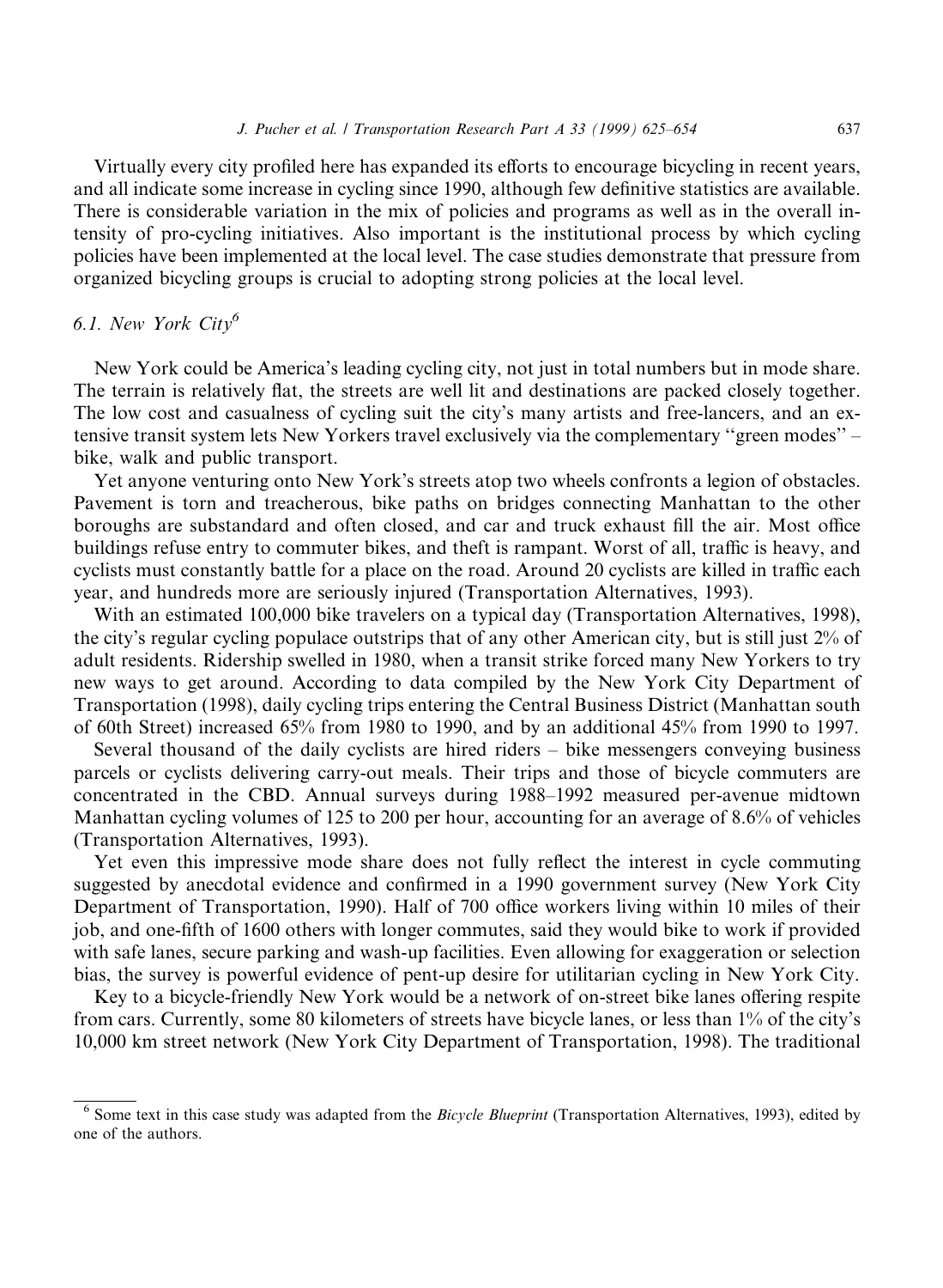Virtually every city profiled here has expanded its efforts to encourage bicycling in recent years, and all indicate some increase in cycling since 1990, although few definitive statistics are available. There is considerable variation in the mix of policies and programs as well as in the overall intensity of pro-cycling initiatives. Also important is the institutional process by which cycling policies have been implemented at the local level. The case studies demonstrate that pressure from organized bicycling groups is crucial to adopting strong policies at the local level.

### *6.1. New York City*[6]

New York could be America's leading cycling city, not just in total numbers but in mode share. The terrain is relatively flat, the streets are well lit and destinations are packed closely together. The low cost and casualness of cycling suit the city's many artists and free-lancers, and an extensive transit system lets New Yorkers travel exclusively via the complementary "green modes" – bike, walk and public transport.

Yet anyone venturing onto New York's streets atop two wheels confronts a legion of obstacles. Pavement is torn and treacherous, bike paths on bridges connecting Manhattan to the other boroughs are substandard and often closed, and car and truck exhaust fill the air. Most office buildings refuse entry to commuter bikes, and theft is rampant. Worst of all, traffic is heavy, and cyclists must constantly battle for a place on the road. Around 20 cyclists are killed in traffic each year, and hundreds more are seriously injured (Transportation Alternatives, 1993).

With an estimated 100,000 bike travelers on a typical day (Transportation Alternatives, 1998), the city's regular cycling populace outstrips that of any other American city, but is still just 2% of adult residents. Ridership swelled in 1980, when a transit strike forced many New Yorkers to try new ways to get around. According to data compiled by the New York City Department of Transportation (1998), daily cycling trips entering the Central Business District (Manhattan south of 60th Street) increased 65% from 1980 to 1990, and by an additional 45% from 1990 to 1997.

Several thousand of the daily cyclists are hired riders – bike messengers conveying business parcels or cyclists delivering carry-out meals. Their trips and those of bicycle commuters are concentrated in the CBD. Annual surveys during 1988–1992 measured per-avenue midtown Manhattan cycling volumes of 125 to 200 per hour, accounting for an average of 8.6% of vehicles (Transportation Alternatives, 1993).

Yet even this impressive mode share does not fully reflect the interest in cycle commuting suggested by anecdotal evidence and confirmed in a 1990 government survey (New York City Department of Transportation, 1990). Half of 700 office workers living within 10 miles of their job, and one-fifth of 1600 others with longer commutes, said they would bike to work if provided with safe lanes, secure parking and wash-up facilities. Even allowing for exaggeration or selection bias, the survey is powerful evidence of pent-up desire for utilitarian cycling in New York City.

Key to a bicycle-friendly New York would be a network of on-street bike lanes offering respite from cars. Currently, some 80 kilometers of streets have bicycle lanes, or less than 1% of the city's 10,000 km street network (New York City Department of Transportation, 1998). The traditional

---

[6] Some text in this case study was adapted from the *Bicycle Blueprint* (Transportation Alternatives, 1993), edited by one of the authors.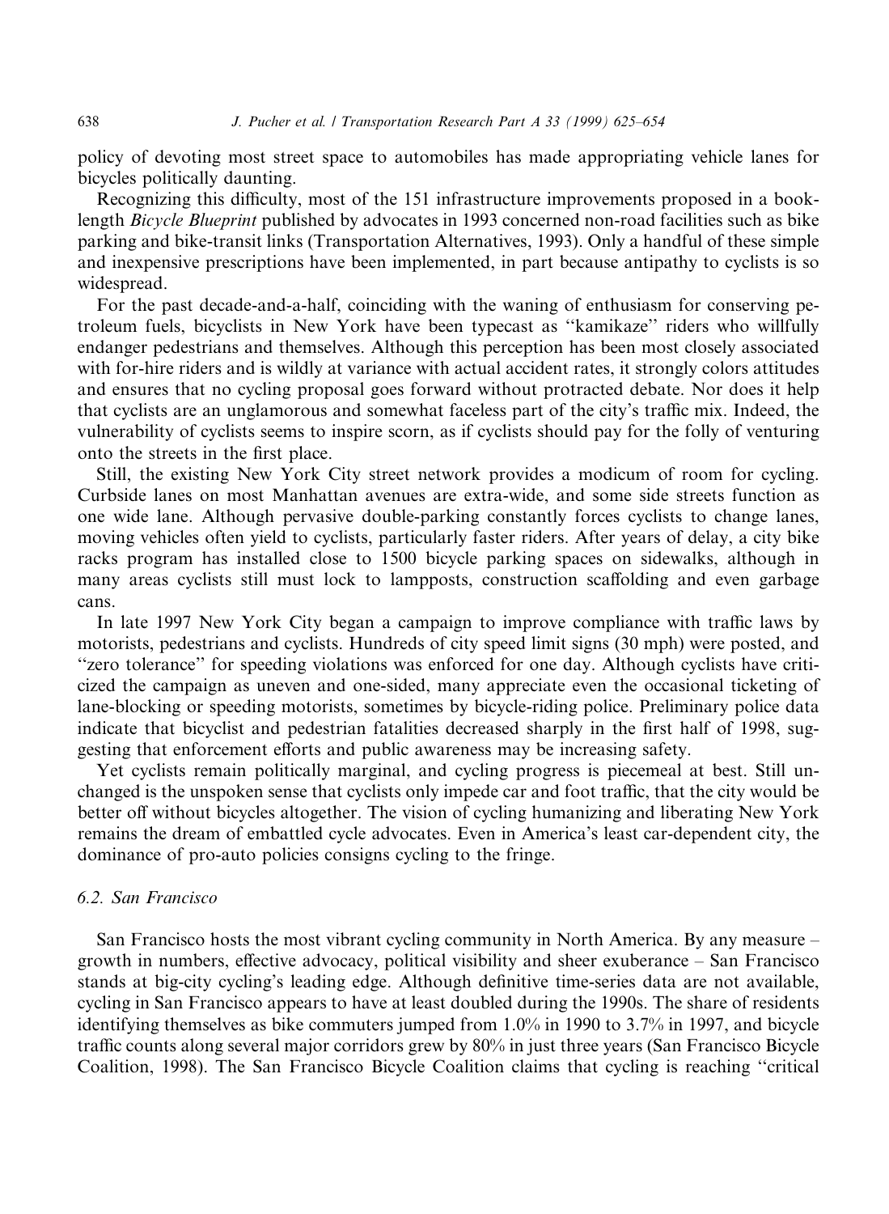policy of devoting most street space to automobiles has made appropriating vehicle lanes for bicycles politically daunting.

Recognizing this difficulty, most of the 151 infrastructure improvements proposed in a book-length *Bicycle Blueprint* published by advocates in 1993 concerned non-road facilities such as bike parking and bike-transit links (Transportation Alternatives, 1993). Only a handful of these simple and inexpensive prescriptions have been implemented, in part because antipathy to cyclists is so widespread.

For the past decade-and-a-half, coinciding with the waning of enthusiasm for conserving petroleum fuels, bicyclists in New York have been typecast as "kamikaze" riders who willfully endanger pedestrians and themselves. Although this perception has been most closely associated with for-hire riders and is wildly at variance with actual accident rates, it strongly colors attitudes and ensures that no cycling proposal goes forward without protracted debate. Nor does it help that cyclists are an unglamorous and somewhat faceless part of the city's traffic mix. Indeed, the vulnerability of cyclists seems to inspire scorn, as if cyclists should pay for the folly of venturing onto the streets in the first place.

Still, the existing New York City street network provides a modicum of room for cycling. Curbside lanes on most Manhattan avenues are extra-wide, and some side streets function as one wide lane. Although pervasive double-parking constantly forces cyclists to change lanes, moving vehicles often yield to cyclists, particularly faster riders. After years of delay, a city bike racks program has installed close to 1500 bicycle parking spaces on sidewalks, although in many areas cyclists still must lock to lampposts, construction scaffolding and even garbage cans.

In late 1997 New York City began a campaign to improve compliance with traffic laws by motorists, pedestrians and cyclists. Hundreds of city speed limit signs (30 mph) were posted, and "zero tolerance" for speeding violations was enforced for one day. Although cyclists have criticized the campaign as uneven and one-sided, many appreciate even the occasional ticketing of lane-blocking or speeding motorists, sometimes by bicycle-riding police. Preliminary police data indicate that bicyclist and pedestrian fatalities decreased sharply in the first half of 1998, suggesting that enforcement efforts and public awareness may be increasing safety.

Yet cyclists remain politically marginal, and cycling progress is piecemeal at best. Still unchanged is the unspoken sense that cyclists only impede car and foot traffic, that the city would be better off without bicycles altogether. The vision of cycling humanizing and liberating New York remains the dream of embattled cycle advocates. Even in America's least car-dependent city, the dominance of pro-auto policies consigns cycling to the fringe.

### 6.2. San Francisco

San Francisco hosts the most vibrant cycling community in North America. By any measure – growth in numbers, effective advocacy, political visibility and sheer exuberance – San Francisco stands at big-city cycling's leading edge. Although definitive time-series data are not available, cycling in San Francisco appears to have at least doubled during the 1990s. The share of residents identifying themselves as bike commuters jumped from 1.0% in 1990 to 3.7% in 1997, and bicycle traffic counts along several major corridors grew by 80% in just three years (San Francisco Bicycle Coalition, 1998). The San Francisco Bicycle Coalition claims that cycling is reaching "critical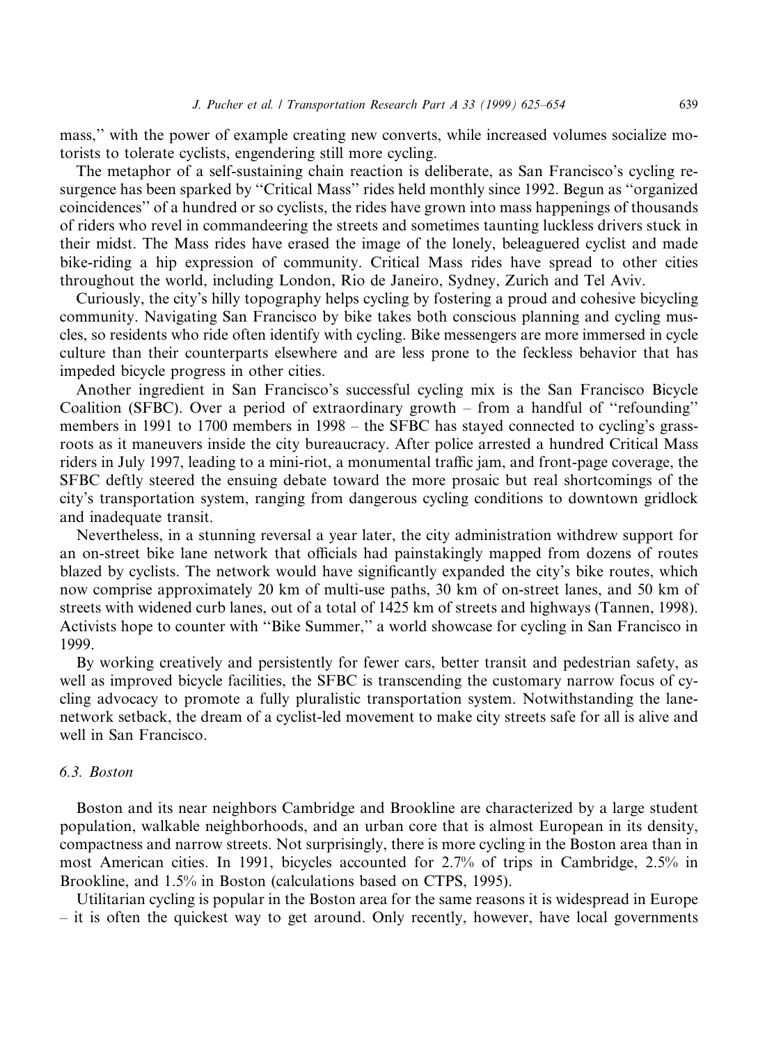mass," with the power of example creating new converts, while increased volumes socialize motorists to tolerate cyclists, engendering still more cycling.

The metaphor of a self-sustaining chain reaction is deliberate, as San Francisco's cycling resurgence has been sparked by "Critical Mass" rides held monthly since 1992. Begun as "organized coincidences" of a hundred or so cyclists, the rides have grown into mass happenings of thousands of riders who revel in commandeering the streets and sometimes taunting luckless drivers stuck in their midst. The Mass rides have erased the image of the lonely, beleaguered cyclist and made bike-riding a hip expression of community. Critical Mass rides have spread to other cities throughout the world, including London, Rio de Janeiro, Sydney, Zurich and Tel Aviv.

Curiously, the city's hilly topography helps cycling by fostering a proud and cohesive bicycling community. Navigating San Francisco by bike takes both conscious planning and cycling muscles, so residents who ride often identify with cycling. Bike messengers are more immersed in cycle culture than their counterparts elsewhere and are less prone to the feckless behavior that has impeded bicycle progress in other cities.

Another ingredient in San Francisco's successful cycling mix is the San Francisco Bicycle Coalition (SFBC). Over a period of extraordinary growth – from a handful of "refounding" members in 1991 to 1700 members in 1998 – the SFBC has stayed connected to cycling's grassroots as it maneuvers inside the city bureaucracy. After police arrested a hundred Critical Mass riders in July 1997, leading to a mini-riot, a monumental traffic jam, and front-page coverage, the SFBC deftly steered the ensuing debate toward the more prosaic but real shortcomings of the city's transportation system, ranging from dangerous cycling conditions to downtown gridlock and inadequate transit.

Nevertheless, in a stunning reversal a year later, the city administration withdrew support for an on-street bike lane network that officials had painstakingly mapped from dozens of routes blazed by cyclists. The network would have significantly expanded the city's bike routes, which now comprise approximately 20 km of multi-use paths, 30 km of on-street lanes, and 50 km of streets with widened curb lanes, out of a total of 1425 km of streets and highways (Tannen, 1998). Activists hope to counter with "Bike Summer," a world showcase for cycling in San Francisco in 1999.

By working creatively and persistently for fewer cars, better transit and pedestrian safety, as well as improved bicycle facilities, the SFBC is transcending the customary narrow focus of cycling advocacy to promote a fully pluralistic transportation system. Notwithstanding the lane-network setback, the dream of a cyclist-led movement to make city streets safe for all is alive and well in San Francisco.

### 6.3. Boston

Boston and its near neighbors Cambridge and Brookline are characterized by a large student population, walkable neighborhoods, and an urban core that is almost European in its density, compactness and narrow streets. Not surprisingly, there is more cycling in the Boston area than in most American cities. In 1991, bicycles accounted for 2.7% of trips in Cambridge, 2.5% in Brookline, and 1.5% in Boston (calculations based on CTPS, 1995).

Utilitarian cycling is popular in the Boston area for the same reasons it is widespread in Europe – it is often the quickest way to get around. Only recently, however, have local governments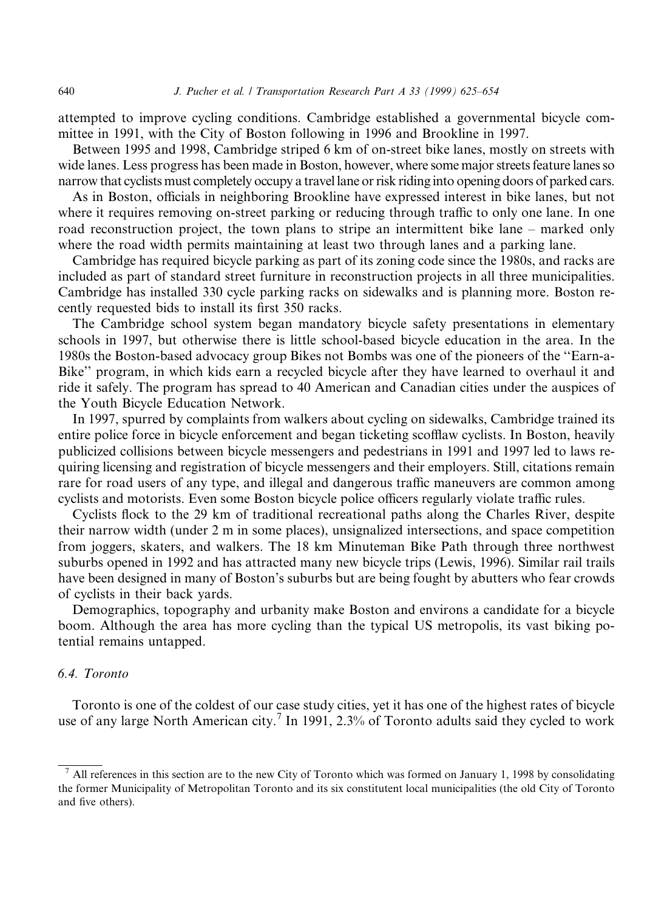attempted to improve cycling conditions. Cambridge established a governmental bicycle committee in 1991, with the City of Boston following in 1996 and Brookline in 1997.

Between 1995 and 1998, Cambridge striped 6 km of on-street bike lanes, mostly on streets with wide lanes. Less progress has been made in Boston, however, where some major streets feature lanes so narrow that cyclists must completely occupy a travel lane or risk riding into opening doors of parked cars.

As in Boston, officials in neighboring Brookline have expressed interest in bike lanes, but not where it requires removing on-street parking or reducing through traffic to only one lane. In one road reconstruction project, the town plans to stripe an intermittent bike lane – marked only where the road width permits maintaining at least two through lanes and a parking lane.

Cambridge has required bicycle parking as part of its zoning code since the 1980s, and racks are included as part of standard street furniture in reconstruction projects in all three municipalities. Cambridge has installed 330 cycle parking racks on sidewalks and is planning more. Boston recently requested bids to install its first 350 racks.

The Cambridge school system began mandatory bicycle safety presentations in elementary schools in 1997, but otherwise there is little school-based bicycle education in the area. In the 1980s the Boston-based advocacy group Bikes not Bombs was one of the pioneers of the "Earn-a-Bike" program, in which kids earn a recycled bicycle after they have learned to overhaul it and ride it safely. The program has spread to 40 American and Canadian cities under the auspices of the Youth Bicycle Education Network.

In 1997, spurred by complaints from walkers about cycling on sidewalks, Cambridge trained its entire police force in bicycle enforcement and began ticketing scofflaw cyclists. In Boston, heavily publicized collisions between bicycle messengers and pedestrians in 1991 and 1997 led to laws requiring licensing and registration of bicycle messengers and their employers. Still, citations remain rare for road users of any type, and illegal and dangerous traffic maneuvers are common among cyclists and motorists. Even some Boston bicycle police officers regularly violate traffic rules.

Cyclists flock to the 29 km of traditional recreational paths along the Charles River, despite their narrow width (under 2 m in some places), unsignalized intersections, and space competition from joggers, skaters, and walkers. The 18 km Minuteman Bike Path through three northwest suburbs opened in 1992 and has attracted many new bicycle trips (Lewis, 1996). Similar rail trails have been designed in many of Boston's suburbs but are being fought by abutters who fear crowds of cyclists in their back yards.

Demographics, topography and urbanity make Boston and environs a candidate for a bicycle boom. Although the area has more cycling than the typical US metropolis, its vast biking potential remains untapped.

### *6.4. Toronto*

Toronto is one of the coldest of our case study cities, yet it has one of the highest rates of bicycle use of any large North American city.[7] In 1991, 2.3% of Toronto adults said they cycled to work

[7] All references in this section are to the new City of Toronto which was formed on January 1, 1998 by consolidating the former Municipality of Metropolitan Toronto and its six constitutent local municipalities (the old City of Toronto and five others).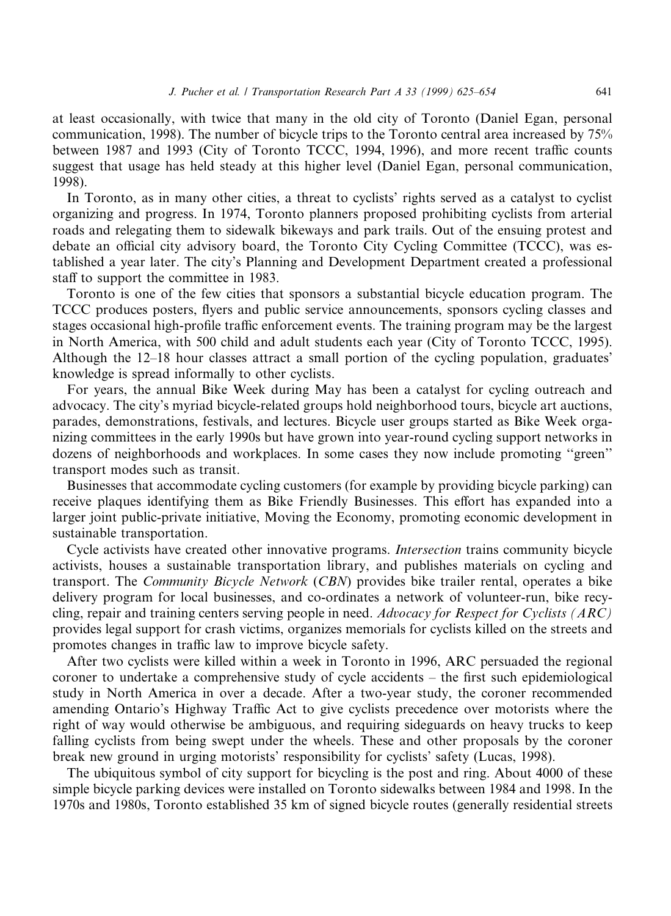at least occasionally, with twice that many in the old city of Toronto (Daniel Egan, personal communication, 1998). The number of bicycle trips to the Toronto central area increased by 75% between 1987 and 1993 (City of Toronto TCCC, 1994, 1996), and more recent traffic counts suggest that usage has held steady at this higher level (Daniel Egan, personal communication, 1998).

In Toronto, as in many other cities, a threat to cyclists' rights served as a catalyst to cyclist organizing and progress. In 1974, Toronto planners proposed prohibiting cyclists from arterial roads and relegating them to sidewalk bikeways and park trails. Out of the ensuing protest and debate an official city advisory board, the Toronto City Cycling Committee (TCCC), was established a year later. The city's Planning and Development Department created a professional staff to support the committee in 1983.

Toronto is one of the few cities that sponsors a substantial bicycle education program. The TCCC produces posters, flyers and public service announcements, sponsors cycling classes and stages occasional high-profile traffic enforcement events. The training program may be the largest in North America, with 500 child and adult students each year (City of Toronto TCCC, 1995). Although the 12–18 hour classes attract a small portion of the cycling population, graduates' knowledge is spread informally to other cyclists.

For years, the annual Bike Week during May has been a catalyst for cycling outreach and advocacy. The city's myriad bicycle-related groups hold neighborhood tours, bicycle art auctions, parades, demonstrations, festivals, and lectures. Bicycle user groups started as Bike Week organizing committees in the early 1990s but have grown into year-round cycling support networks in dozens of neighborhoods and workplaces. In some cases they now include promoting "green" transport modes such as transit.

Businesses that accommodate cycling customers (for example by providing bicycle parking) can receive plaques identifying them as Bike Friendly Businesses. This effort has expanded into a larger joint public-private initiative, Moving the Economy, promoting economic development in sustainable transportation.

Cycle activists have created other innovative programs. *Intersection* trains community bicycle activists, houses a sustainable transportation library, and publishes materials on cycling and transport. The *Community Bicycle Network* (*CBN*) provides bike trailer rental, operates a bike delivery program for local businesses, and co-ordinates a network of volunteer-run, bike recycling, repair and training centers serving people in need. *Advocacy for Respect for Cyclists (ARC)* provides legal support for crash victims, organizes memorials for cyclists killed on the streets and promotes changes in traffic law to improve bicycle safety.

After two cyclists were killed within a week in Toronto in 1996, ARC persuaded the regional coroner to undertake a comprehensive study of cycle accidents – the first such epidemiological study in North America in over a decade. After a two-year study, the coroner recommended amending Ontario's Highway Traffic Act to give cyclists precedence over motorists where the right of way would otherwise be ambiguous, and requiring sideguards on heavy trucks to keep falling cyclists from being swept under the wheels. These and other proposals by the coroner break new ground in urging motorists' responsibility for cyclists' safety (Lucas, 1998).

The ubiquitous symbol of city support for bicycling is the post and ring. About 4000 of these simple bicycle parking devices were installed on Toronto sidewalks between 1984 and 1998. In the 1970s and 1980s, Toronto established 35 km of signed bicycle routes (generally residential streets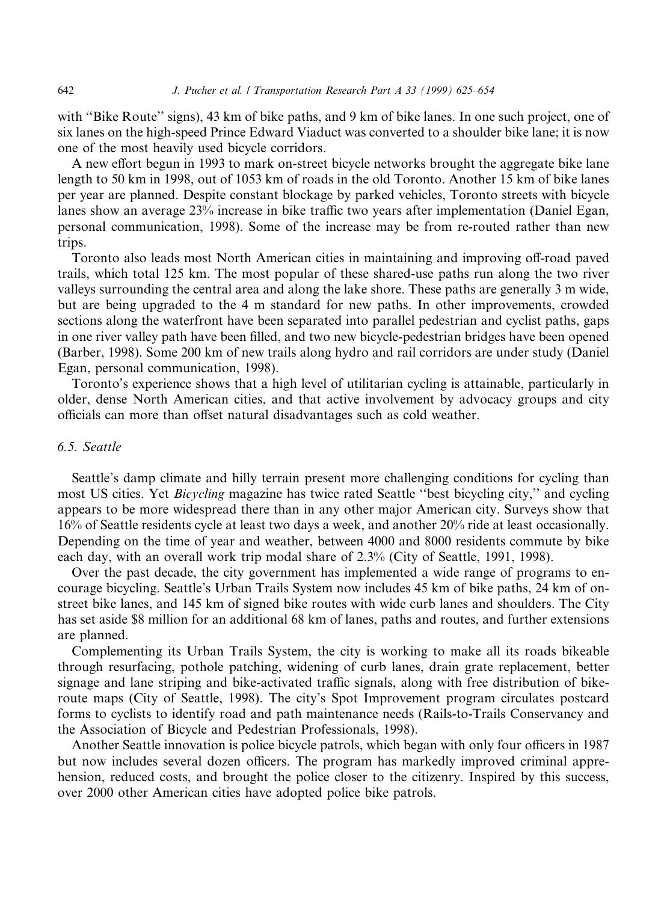with "Bike Route" signs), 43 km of bike paths, and 9 km of bike lanes. In one such project, one of six lanes on the high-speed Prince Edward Viaduct was converted to a shoulder bike lane; it is now one of the most heavily used bicycle corridors.

A new effort begun in 1993 to mark on-street bicycle networks brought the aggregate bike lane length to 50 km in 1998, out of 1053 km of roads in the old Toronto. Another 15 km of bike lanes per year are planned. Despite constant blockage by parked vehicles, Toronto streets with bicycle lanes show an average 23% increase in bike traffic two years after implementation (Daniel Egan, personal communication, 1998). Some of the increase may be from re-routed rather than new trips.

Toronto also leads most North American cities in maintaining and improving off-road paved trails, which total 125 km. The most popular of these shared-use paths run along the two river valleys surrounding the central area and along the lake shore. These paths are generally 3 m wide, but are being upgraded to the 4 m standard for new paths. In other improvements, crowded sections along the waterfront have been separated into parallel pedestrian and cyclist paths, gaps in one river valley path have been filled, and two new bicycle-pedestrian bridges have been opened (Barber, 1998). Some 200 km of new trails along hydro and rail corridors are under study (Daniel Egan, personal communication, 1998).

Toronto's experience shows that a high level of utilitarian cycling is attainable, particularly in older, dense North American cities, and that active involvement by advocacy groups and city officials can more than offset natural disadvantages such as cold weather.

### 6.5. Seattle

Seattle's damp climate and hilly terrain present more challenging conditions for cycling than most US cities. Yet *Bicycling* magazine has twice rated Seattle "best bicycling city," and cycling appears to be more widespread there than in any other major American city. Surveys show that 16% of Seattle residents cycle at least two days a week, and another 20% ride at least occasionally. Depending on the time of year and weather, between 4000 and 8000 residents commute by bike each day, with an overall work trip modal share of 2.3% (City of Seattle, 1991, 1998).

Over the past decade, the city government has implemented a wide range of programs to encourage bicycling. Seattle's Urban Trails System now includes 45 km of bike paths, 24 km of on-street bike lanes, and 145 km of signed bike routes with wide curb lanes and shoulders. The City has set aside $8 million for an additional 68 km of lanes, paths and routes, and further extensions are planned.

Complementing its Urban Trails System, the city is working to make all its roads bikeable through resurfacing, pothole patching, widening of curb lanes, drain grate replacement, better signage and lane striping and bike-activated traffic signals, along with free distribution of bike-route maps (City of Seattle, 1998). The city's Spot Improvement program circulates postcard forms to cyclists to identify road and path maintenance needs (Rails-to-Trails Conservancy and the Association of Bicycle and Pedestrian Professionals, 1998).

Another Seattle innovation is police bicycle patrols, which began with only four officers in 1987 but now includes several dozen officers. The program has markedly improved criminal apprehension, reduced costs, and brought the police closer to the citizenry. Inspired by this success, over 2000 other American cities have adopted police bike patrols.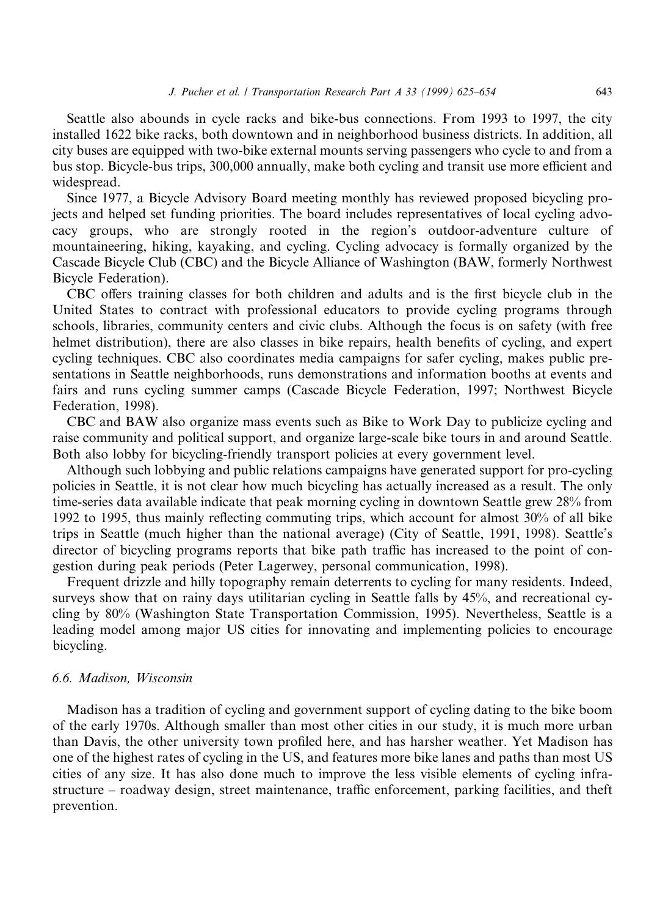Seattle also abounds in cycle racks and bike-bus connections. From 1993 to 1997, the city installed 1622 bike racks, both downtown and in neighborhood business districts. In addition, all city buses are equipped with two-bike external mounts serving passengers who cycle to and from a bus stop. Bicycle-bus trips, 300,000 annually, make both cycling and transit use more efficient and widespread.

Since 1977, a Bicycle Advisory Board meeting monthly has reviewed proposed bicycling projects and helped set funding priorities. The board includes representatives of local cycling advocacy groups, who are strongly rooted in the region's outdoor-adventure culture of mountaineering, hiking, kayaking, and cycling. Cycling advocacy is formally organized by the Cascade Bicycle Club (CBC) and the Bicycle Alliance of Washington (BAW, formerly Northwest Bicycle Federation).

CBC offers training classes for both children and adults and is the first bicycle club in the United States to contract with professional educators to provide cycling programs through schools, libraries, community centers and civic clubs. Although the focus is on safety (with free helmet distribution), there are also classes in bike repairs, health benefits of cycling, and expert cycling techniques. CBC also coordinates media campaigns for safer cycling, makes public presentations in Seattle neighborhoods, runs demonstrations and information booths at events and fairs and runs cycling summer camps (Cascade Bicycle Federation, 1997; Northwest Bicycle Federation, 1998).

CBC and BAW also organize mass events such as Bike to Work Day to publicize cycling and raise community and political support, and organize large-scale bike tours in and around Seattle. Both also lobby for bicycling-friendly transport policies at every government level.

Although such lobbying and public relations campaigns have generated support for pro-cycling policies in Seattle, it is not clear how much bicycling has actually increased as a result. The only time-series data available indicate that peak morning cycling in downtown Seattle grew 28% from 1992 to 1995, thus mainly reflecting commuting trips, which account for almost 30% of all bike trips in Seattle (much higher than the national average) (City of Seattle, 1991, 1998). Seattle's director of bicycling programs reports that bike path traffic has increased to the point of congestion during peak periods (Peter Lagerwey, personal communication, 1998).

Frequent drizzle and hilly topography remain deterrents to cycling for many residents. Indeed, surveys show that on rainy days utilitarian cycling in Seattle falls by 45%, and recreational cycling by 80% (Washington State Transportation Commission, 1995). Nevertheless, Seattle is a leading model among major US cities for innovating and implementing policies to encourage bicycling.

### *6.6. Madison, Wisconsin*

Madison has a tradition of cycling and government support of cycling dating to the bike boom of the early 1970s. Although smaller than most other cities in our study, it is much more urban than Davis, the other university town profiled here, and has harsher weather. Yet Madison has one of the highest rates of cycling in the US, and features more bike lanes and paths than most US cities of any size. It has also done much to improve the less visible elements of cycling infrastructure – roadway design, street maintenance, traffic enforcement, parking facilities, and theft prevention.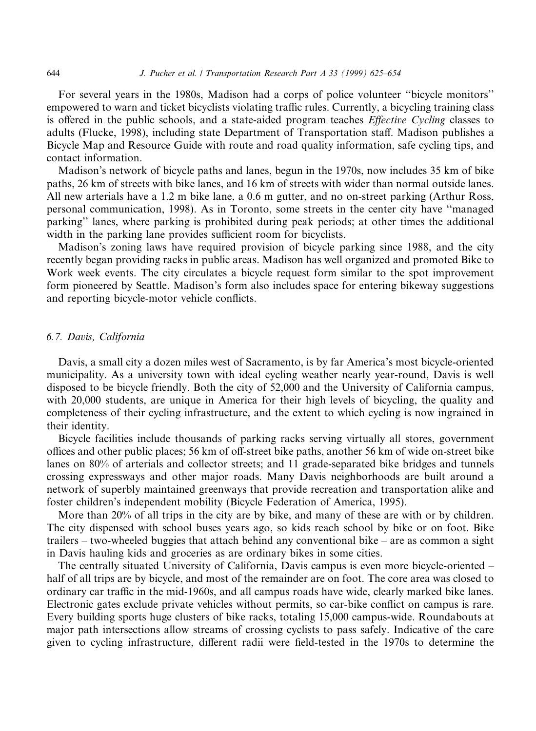For several years in the 1980s, Madison had a corps of police volunteer "bicycle monitors" empowered to warn and ticket bicyclists violating traffic rules. Currently, a bicycling training class is offered in the public schools, and a state-aided program teaches *Effective Cycling* classes to adults (Flucke, 1998), including state Department of Transportation staff. Madison publishes a Bicycle Map and Resource Guide with route and road quality information, safe cycling tips, and contact information.

Madison's network of bicycle paths and lanes, begun in the 1970s, now includes 35 km of bike paths, 26 km of streets with bike lanes, and 16 km of streets with wider than normal outside lanes. All new arterials have a 1.2 m bike lane, a 0.6 m gutter, and no on-street parking (Arthur Ross, personal communication, 1998). As in Toronto, some streets in the center city have "managed parking" lanes, where parking is prohibited during peak periods; at other times the additional width in the parking lane provides sufficient room for bicyclists.

Madison's zoning laws have required provision of bicycle parking since 1988, and the city recently began providing racks in public areas. Madison has well organized and promoted Bike to Work week events. The city circulates a bicycle request form similar to the spot improvement form pioneered by Seattle. Madison's form also includes space for entering bikeway suggestions and reporting bicycle-motor vehicle conflicts.

### 6.7. Davis, California

Davis, a small city a dozen miles west of Sacramento, is by far America's most bicycle-oriented municipality. As a university town with ideal cycling weather nearly year-round, Davis is well disposed to be bicycle friendly. Both the city of 52,000 and the University of California campus, with 20,000 students, are unique in America for their high levels of bicycling, the quality and completeness of their cycling infrastructure, and the extent to which cycling is now ingrained in their identity.

Bicycle facilities include thousands of parking racks serving virtually all stores, government offices and other public places; 56 km of off-street bike paths, another 56 km of wide on-street bike lanes on 80% of arterials and collector streets; and 11 grade-separated bike bridges and tunnels crossing expressways and other major roads. Many Davis neighborhoods are built around a network of superbly maintained greenways that provide recreation and transportation alike and foster children's independent mobility (Bicycle Federation of America, 1995).

More than 20% of all trips in the city are by bike, and many of these are with or by children. The city dispensed with school buses years ago, so kids reach school by bike or on foot. Bike trailers – two-wheeled buggies that attach behind any conventional bike – are as common a sight in Davis hauling kids and groceries as are ordinary bikes in some cities.

The centrally situated University of California, Davis campus is even more bicycle-oriented – half of all trips are by bicycle, and most of the remainder are on foot. The core area was closed to ordinary car traffic in the mid-1960s, and all campus roads have wide, clearly marked bike lanes. Electronic gates exclude private vehicles without permits, so car-bike conflict on campus is rare. Every building sports huge clusters of bike racks, totaling 15,000 campus-wide. Roundabouts at major path intersections allow streams of crossing cyclists to pass safely. Indicative of the care given to cycling infrastructure, different radii were field-tested in the 1970s to determine the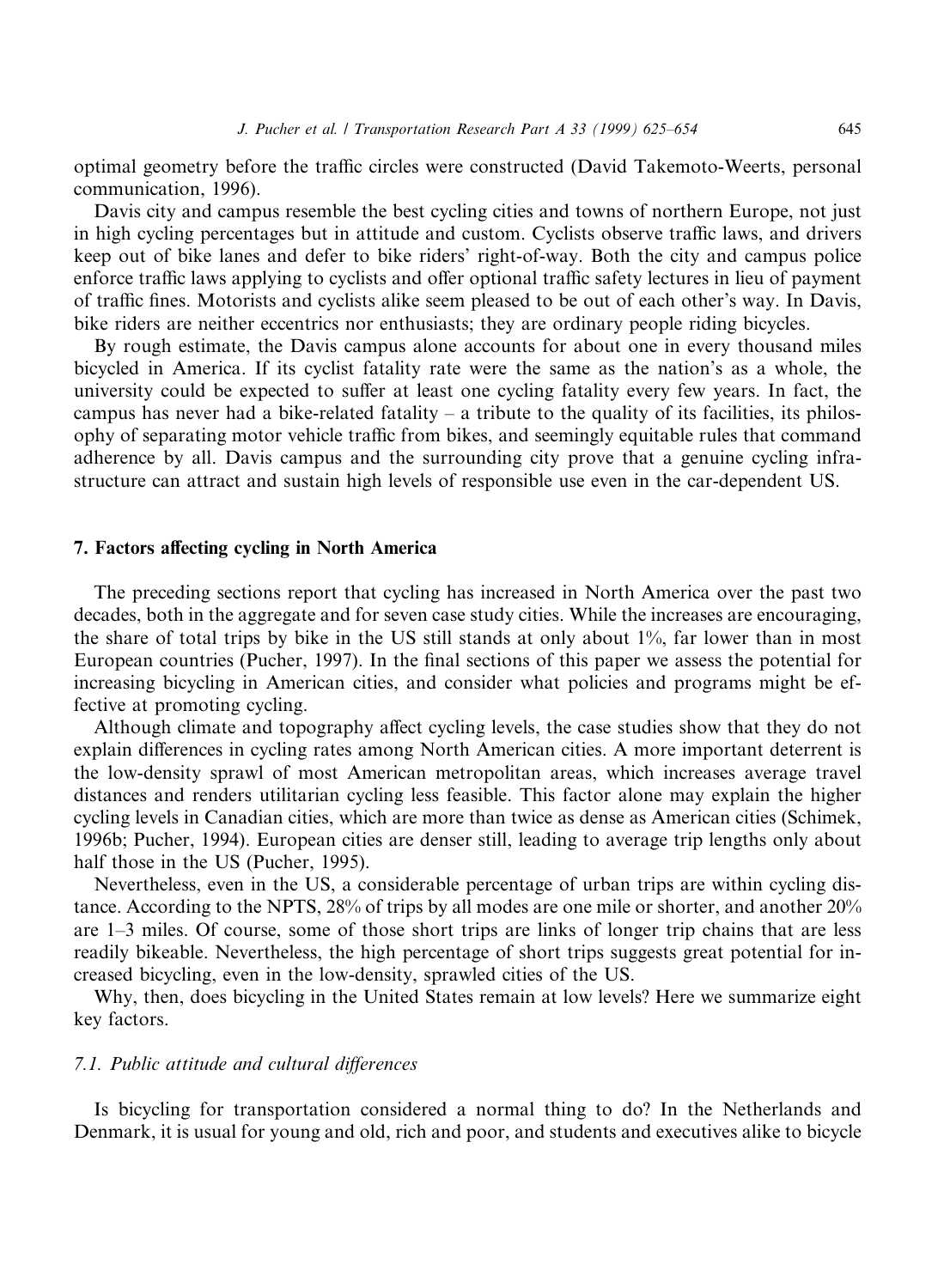optimal geometry before the traffic circles were constructed (David Takemoto-Weerts, personal communication, 1996).

Davis city and campus resemble the best cycling cities and towns of northern Europe, not just in high cycling percentages but in attitude and custom. Cyclists observe traffic laws, and drivers keep out of bike lanes and defer to bike riders' right-of-way. Both the city and campus police enforce traffic laws applying to cyclists and offer optional traffic safety lectures in lieu of payment of traffic fines. Motorists and cyclists alike seem pleased to be out of each other's way. In Davis, bike riders are neither eccentrics nor enthusiasts; they are ordinary people riding bicycles.

By rough estimate, the Davis campus alone accounts for about one in every thousand miles bicycled in America. If its cyclist fatality rate were the same as the nation's as a whole, the university could be expected to suffer at least one cycling fatality every few years. In fact, the campus has never had a bike-related fatality – a tribute to the quality of its facilities, its philosophy of separating motor vehicle traffic from bikes, and seemingly equitable rules that command adherence by all. Davis campus and the surrounding city prove that a genuine cycling infrastructure can attract and sustain high levels of responsible use even in the car-dependent US.

## 7. Factors affecting cycling in North America

The preceding sections report that cycling has increased in North America over the past two decades, both in the aggregate and for seven case study cities. While the increases are encouraging, the share of total trips by bike in the US still stands at only about 1%, far lower than in most European countries (Pucher, 1997). In the final sections of this paper we assess the potential for increasing bicycling in American cities, and consider what policies and programs might be effective at promoting cycling.

Although climate and topography affect cycling levels, the case studies show that they do not explain differences in cycling rates among North American cities. A more important deterrent is the low-density sprawl of most American metropolitan areas, which increases average travel distances and renders utilitarian cycling less feasible. This factor alone may explain the higher cycling levels in Canadian cities, which are more than twice as dense as American cities (Schimek, 1996b; Pucher, 1994). European cities are denser still, leading to average trip lengths only about half those in the US (Pucher, 1995).

Nevertheless, even in the US, a considerable percentage of urban trips are within cycling distance. According to the NPTS, 28% of trips by all modes are one mile or shorter, and another 20% are 1–3 miles. Of course, some of those short trips are links of longer trip chains that are less readily bikeable. Nevertheless, the high percentage of short trips suggests great potential for increased bicycling, even in the low-density, sprawled cities of the US.

Why, then, does bicycling in the United States remain at low levels? Here we summarize eight key factors.

### *7.1. Public attitude and cultural differences*

Is bicycling for transportation considered a normal thing to do? In the Netherlands and Denmark, it is usual for young and old, rich and poor, and students and executives alike to bicycle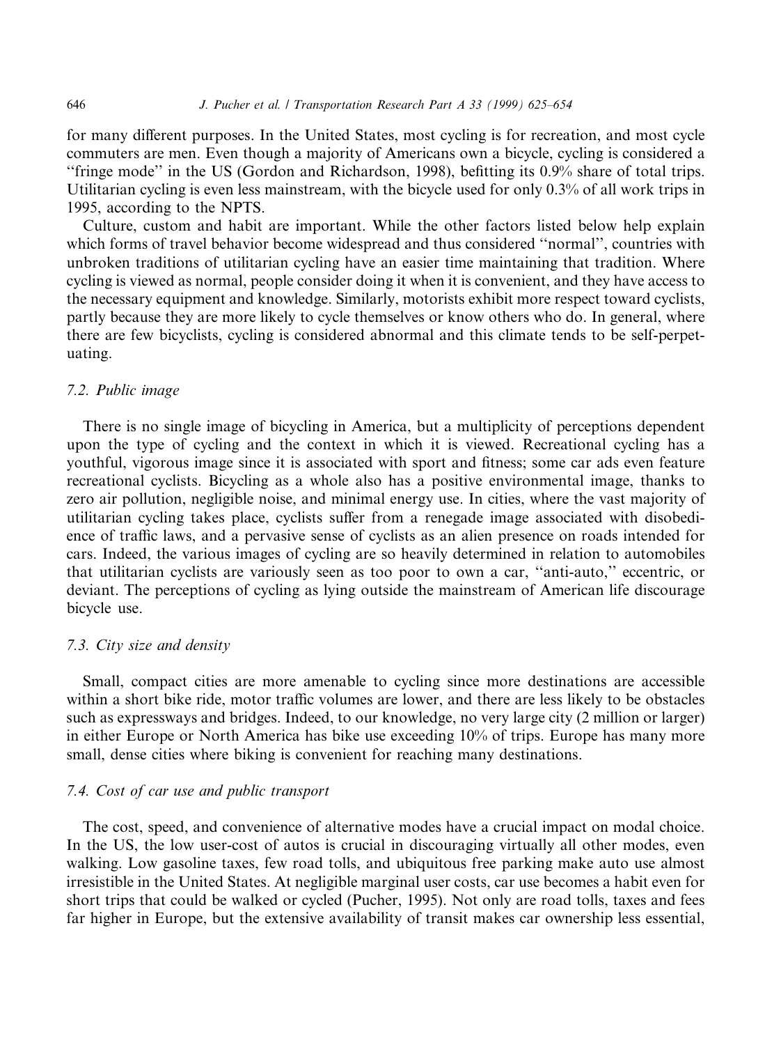for many different purposes. In the United States, most cycling is for recreation, and most cycle commuters are men. Even though a majority of Americans own a bicycle, cycling is considered a "fringe mode" in the US (Gordon and Richardson, 1998), befitting its 0.9% share of total trips. Utilitarian cycling is even less mainstream, with the bicycle used for only 0.3% of all work trips in 1995, according to the NPTS.

Culture, custom and habit are important. While the other factors listed below help explain which forms of travel behavior become widespread and thus considered "normal", countries with unbroken traditions of utilitarian cycling have an easier time maintaining that tradition. Where cycling is viewed as normal, people consider doing it when it is convenient, and they have access to the necessary equipment and knowledge. Similarly, motorists exhibit more respect toward cyclists, partly because they are more likely to cycle themselves or know others who do. In general, where there are few bicyclists, cycling is considered abnormal and this climate tends to be self-perpetuating.

### *7.2. Public image*

There is no single image of bicycling in America, but a multiplicity of perceptions dependent upon the type of cycling and the context in which it is viewed. Recreational cycling has a youthful, vigorous image since it is associated with sport and fitness; some car ads even feature recreational cyclists. Bicycling as a whole also has a positive environmental image, thanks to zero air pollution, negligible noise, and minimal energy use. In cities, where the vast majority of utilitarian cycling takes place, cyclists suffer from a renegade image associated with disobedience of traffic laws, and a pervasive sense of cyclists as an alien presence on roads intended for cars. Indeed, the various images of cycling are so heavily determined in relation to automobiles that utilitarian cyclists are variously seen as too poor to own a car, "anti-auto," eccentric, or deviant. The perceptions of cycling as lying outside the mainstream of American life discourage bicycle use.

### *7.3. City size and density*

Small, compact cities are more amenable to cycling since more destinations are accessible within a short bike ride, motor traffic volumes are lower, and there are less likely to be obstacles such as expressways and bridges. Indeed, to our knowledge, no very large city (2 million or larger) in either Europe or North America has bike use exceeding 10% of trips. Europe has many more small, dense cities where biking is convenient for reaching many destinations.

### *7.4. Cost of car use and public transport*

The cost, speed, and convenience of alternative modes have a crucial impact on modal choice. In the US, the low user-cost of autos is crucial in discouraging virtually all other modes, even walking. Low gasoline taxes, few road tolls, and ubiquitous free parking make auto use almost irresistible in the United States. At negligible marginal user costs, car use becomes a habit even for short trips that could be walked or cycled (Pucher, 1995). Not only are road tolls, taxes and fees far higher in Europe, but the extensive availability of transit makes car ownership less essential,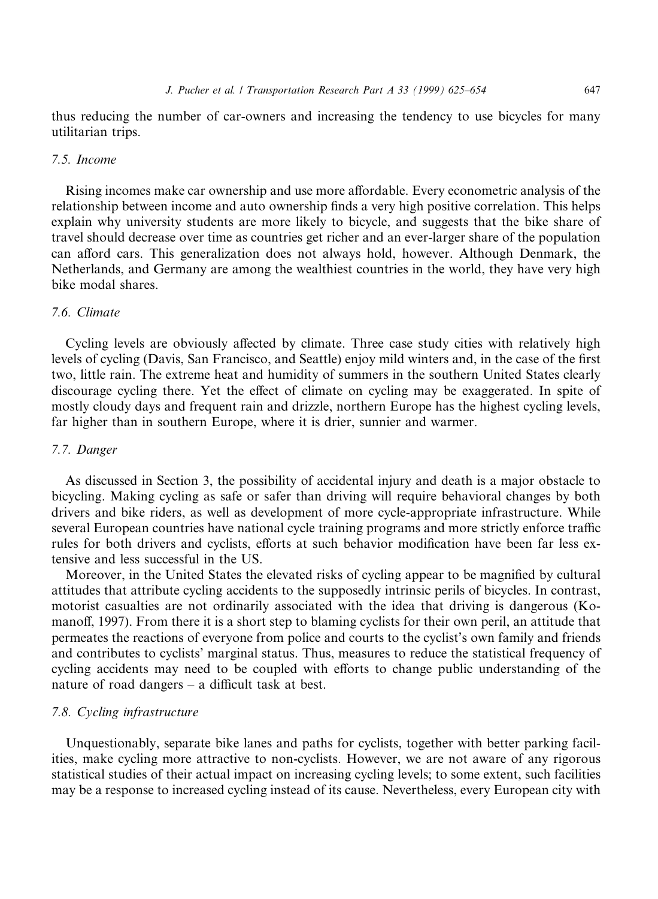thus reducing the number of car-owners and increasing the tendency to use bicycles for many utilitarian trips.

### 7.5. Income

Rising incomes make car ownership and use more affordable. Every econometric analysis of the relationship between income and auto ownership finds a very high positive correlation. This helps explain why university students are more likely to bicycle, and suggests that the bike share of travel should decrease over time as countries get richer and an ever-larger share of the population can afford cars. This generalization does not always hold, however. Although Denmark, the Netherlands, and Germany are among the wealthiest countries in the world, they have very high bike modal shares.

### 7.6. Climate

Cycling levels are obviously affected by climate. Three case study cities with relatively high levels of cycling (Davis, San Francisco, and Seattle) enjoy mild winters and, in the case of the first two, little rain. The extreme heat and humidity of summers in the southern United States clearly discourage cycling there. Yet the effect of climate on cycling may be exaggerated. In spite of mostly cloudy days and frequent rain and drizzle, northern Europe has the highest cycling levels, far higher than in southern Europe, where it is drier, sunnier and warmer.

### 7.7. Danger

As discussed in Section 3, the possibility of accidental injury and death is a major obstacle to bicycling. Making cycling as safe or safer than driving will require behavioral changes by both drivers and bike riders, as well as development of more cycle-appropriate infrastructure. While several European countries have national cycle training programs and more strictly enforce traffic rules for both drivers and cyclists, efforts at such behavior modification have been far less extensive and less successful in the US.

Moreover, in the United States the elevated risks of cycling appear to be magnified by cultural attitudes that attribute cycling accidents to the supposedly intrinsic perils of bicycles. In contrast, motorist casualties are not ordinarily associated with the idea that driving is dangerous (Komanoff, 1997). From there it is a short step to blaming cyclists for their own peril, an attitude that permeates the reactions of everyone from police and courts to the cyclist's own family and friends and contributes to cyclists' marginal status. Thus, measures to reduce the statistical frequency of cycling accidents may need to be coupled with efforts to change public understanding of the nature of road dangers – a difficult task at best.

### 7.8. Cycling infrastructure

Unquestionably, separate bike lanes and paths for cyclists, together with better parking facilities, make cycling more attractive to non-cyclists. However, we are not aware of any rigorous statistical studies of their actual impact on increasing cycling levels; to some extent, such facilities may be a response to increased cycling instead of its cause. Nevertheless, every European city with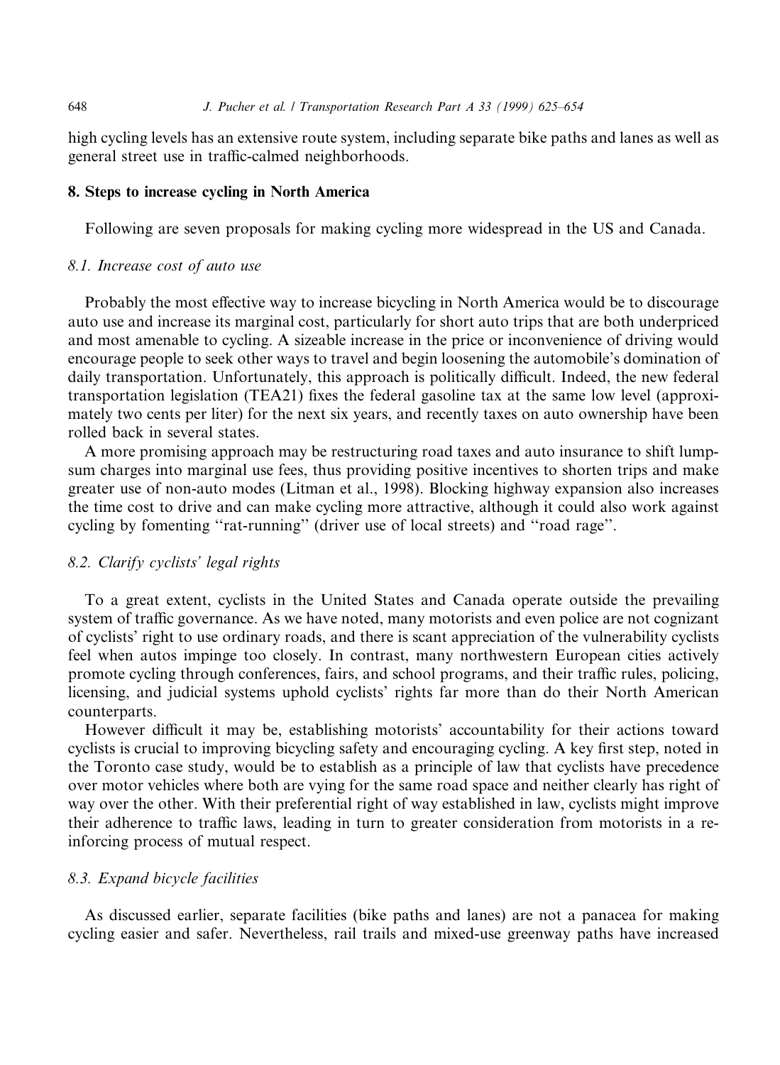high cycling levels has an extensive route system, including separate bike paths and lanes as well as general street use in traffic-calmed neighborhoods.

## 8. Steps to increase cycling in North America

Following are seven proposals for making cycling more widespread in the US and Canada.

### *8.1. Increase cost of auto use*

Probably the most effective way to increase bicycling in North America would be to discourage auto use and increase its marginal cost, particularly for short auto trips that are both underpriced and most amenable to cycling. A sizeable increase in the price or inconvenience of driving would encourage people to seek other ways to travel and begin loosening the automobile's domination of daily transportation. Unfortunately, this approach is politically difficult. Indeed, the new federal transportation legislation (TEA21) fixes the federal gasoline tax at the same low level (approximately two cents per liter) for the next six years, and recently taxes on auto ownership have been rolled back in several states.

A more promising approach may be restructuring road taxes and auto insurance to shift lump-sum charges into marginal use fees, thus providing positive incentives to shorten trips and make greater use of non-auto modes (Litman et al., 1998). Blocking highway expansion also increases the time cost to drive and can make cycling more attractive, although it could also work against cycling by fomenting ''rat-running'' (driver use of local streets) and ''road rage''.

### *8.2. Clarify cyclists' legal rights*

To a great extent, cyclists in the United States and Canada operate outside the prevailing system of traffic governance. As we have noted, many motorists and even police are not cognizant of cyclists' right to use ordinary roads, and there is scant appreciation of the vulnerability cyclists feel when autos impinge too closely. In contrast, many northwestern European cities actively promote cycling through conferences, fairs, and school programs, and their traffic rules, policing, licensing, and judicial systems uphold cyclists' rights far more than do their North American counterparts.

However difficult it may be, establishing motorists' accountability for their actions toward cyclists is crucial to improving bicycling safety and encouraging cycling. A key first step, noted in the Toronto case study, would be to establish as a principle of law that cyclists have precedence over motor vehicles where both are vying for the same road space and neither clearly has right of way over the other. With their preferential right of way established in law, cyclists might improve their adherence to traffic laws, leading in turn to greater consideration from motorists in a reinforcing process of mutual respect.

### *8.3. Expand bicycle facilities*

As discussed earlier, separate facilities (bike paths and lanes) are not a panacea for making cycling easier and safer. Nevertheless, rail trails and mixed-use greenway paths have increased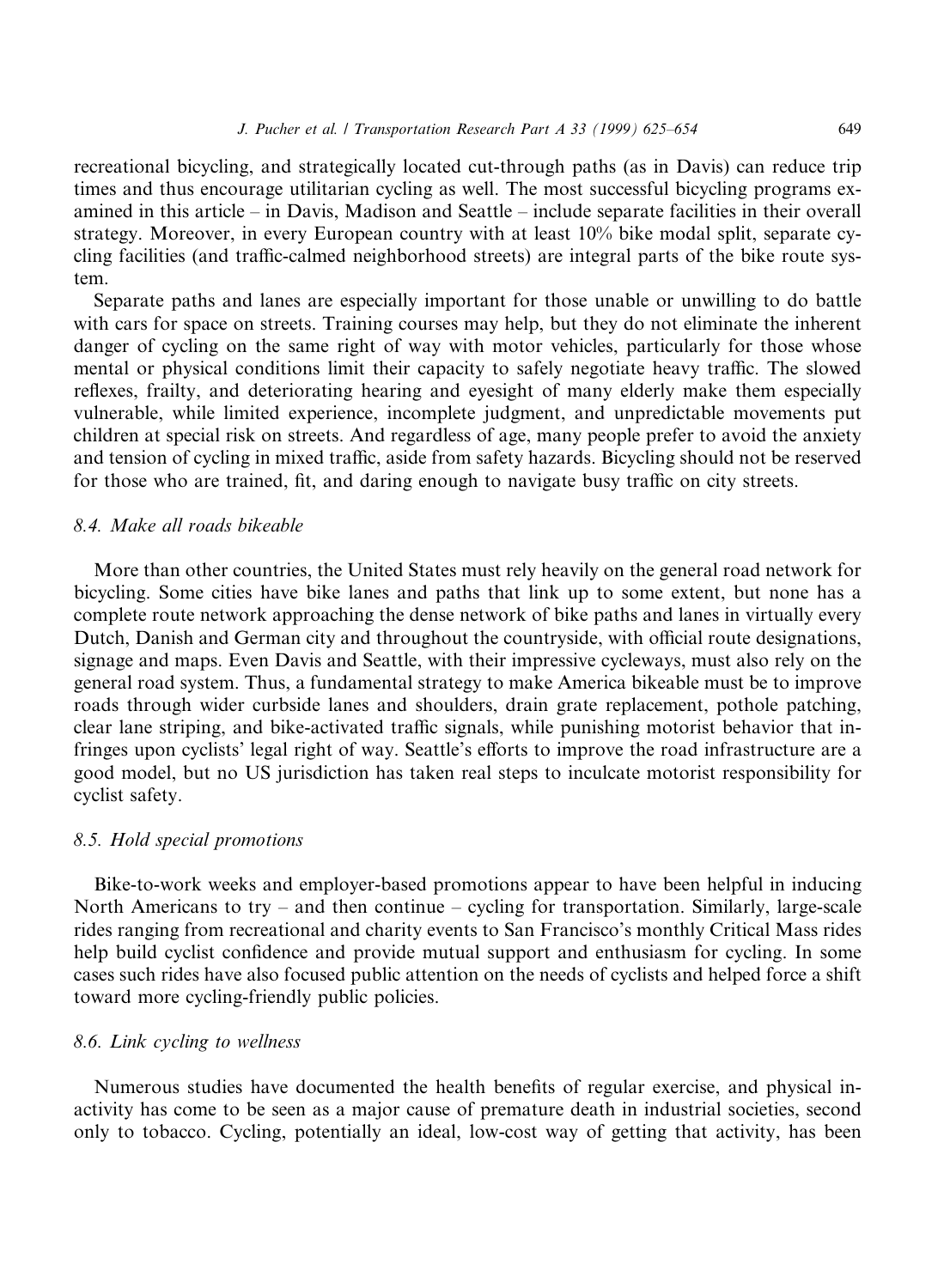recreational bicycling, and strategically located cut-through paths (as in Davis) can reduce trip times and thus encourage utilitarian cycling as well. The most successful bicycling programs examined in this article – in Davis, Madison and Seattle – include separate facilities in their overall strategy. Moreover, in every European country with at least 10% bike modal split, separate cycling facilities (and traffic-calmed neighborhood streets) are integral parts of the bike route system.

Separate paths and lanes are especially important for those unable or unwilling to do battle with cars for space on streets. Training courses may help, but they do not eliminate the inherent danger of cycling on the same right of way with motor vehicles, particularly for those whose mental or physical conditions limit their capacity to safely negotiate heavy traffic. The slowed reflexes, frailty, and deteriorating hearing and eyesight of many elderly make them especially vulnerable, while limited experience, incomplete judgment, and unpredictable movements put children at special risk on streets. And regardless of age, many people prefer to avoid the anxiety and tension of cycling in mixed traffic, aside from safety hazards. Bicycling should not be reserved for those who are trained, fit, and daring enough to navigate busy traffic on city streets.

### *8.4. Make all roads bikeable*

More than other countries, the United States must rely heavily on the general road network for bicycling. Some cities have bike lanes and paths that link up to some extent, but none has a complete route network approaching the dense network of bike paths and lanes in virtually every Dutch, Danish and German city and throughout the countryside, with official route designations, signage and maps. Even Davis and Seattle, with their impressive cycleways, must also rely on the general road system. Thus, a fundamental strategy to make America bikeable must be to improve roads through wider curbside lanes and shoulders, drain grate replacement, pothole patching, clear lane striping, and bike-activated traffic signals, while punishing motorist behavior that infringes upon cyclists' legal right of way. Seattle's efforts to improve the road infrastructure are a good model, but no US jurisdiction has taken real steps to inculcate motorist responsibility for cyclist safety.

### *8.5. Hold special promotions*

Bike-to-work weeks and employer-based promotions appear to have been helpful in inducing North Americans to try – and then continue – cycling for transportation. Similarly, large-scale rides ranging from recreational and charity events to San Francisco's monthly Critical Mass rides help build cyclist confidence and provide mutual support and enthusiasm for cycling. In some cases such rides have also focused public attention on the needs of cyclists and helped force a shift toward more cycling-friendly public policies.

### *8.6. Link cycling to wellness*

Numerous studies have documented the health benefits of regular exercise, and physical inactivity has come to be seen as a major cause of premature death in industrial societies, second only to tobacco. Cycling, potentially an ideal, low-cost way of getting that activity, has been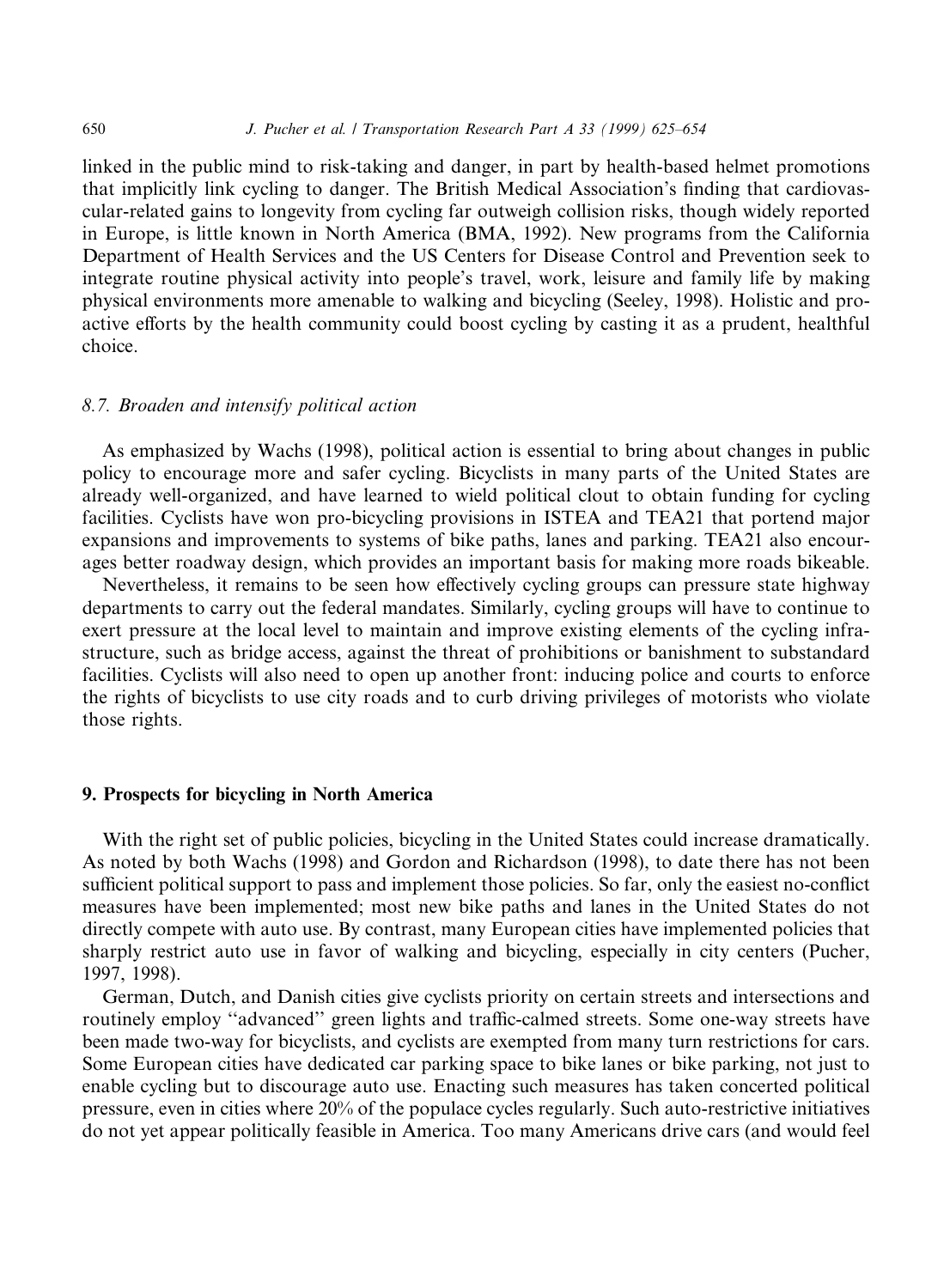linked in the public mind to risk-taking and danger, in part by health-based helmet promotions that implicitly link cycling to danger. The British Medical Association's finding that cardiovascular-related gains to longevity from cycling far outweigh collision risks, though widely reported in Europe, is little known in North America (BMA, 1992). New programs from the California Department of Health Services and the US Centers for Disease Control and Prevention seek to integrate routine physical activity into people's travel, work, leisure and family life by making physical environments more amenable to walking and bicycling (Seeley, 1998). Holistic and proactive efforts by the health community could boost cycling by casting it as a prudent, healthful choice.

### *8.7. Broaden and intensify political action*

As emphasized by Wachs (1998), political action is essential to bring about changes in public policy to encourage more and safer cycling. Bicyclists in many parts of the United States are already well-organized, and have learned to wield political clout to obtain funding for cycling facilities. Cyclists have won pro-bicycling provisions in ISTEA and TEA21 that portend major expansions and improvements to systems of bike paths, lanes and parking. TEA21 also encourages better roadway design, which provides an important basis for making more roads bikeable.

Nevertheless, it remains to be seen how effectively cycling groups can pressure state highway departments to carry out the federal mandates. Similarly, cycling groups will have to continue to exert pressure at the local level to maintain and improve existing elements of the cycling infrastructure, such as bridge access, against the threat of prohibitions or banishment to substandard facilities. Cyclists will also need to open up another front: inducing police and courts to enforce the rights of bicyclists to use city roads and to curb driving privileges of motorists who violate those rights.

## 9. Prospects for bicycling in North America

With the right set of public policies, bicycling in the United States could increase dramatically. As noted by both Wachs (1998) and Gordon and Richardson (1998), to date there has not been sufficient political support to pass and implement those policies. So far, only the easiest no-conflict measures have been implemented; most new bike paths and lanes in the United States do not directly compete with auto use. By contrast, many European cities have implemented policies that sharply restrict auto use in favor of walking and bicycling, especially in city centers (Pucher, 1997, 1998).

German, Dutch, and Danish cities give cyclists priority on certain streets and intersections and routinely employ "advanced" green lights and traffic-calmed streets. Some one-way streets have been made two-way for bicyclists, and cyclists are exempted from many turn restrictions for cars. Some European cities have dedicated car parking space to bike lanes or bike parking, not just to enable cycling but to discourage auto use. Enacting such measures has taken concerted political pressure, even in cities where 20% of the populace cycles regularly. Such auto-restrictive initiatives do not yet appear politically feasible in America. Too many Americans drive cars (and would feel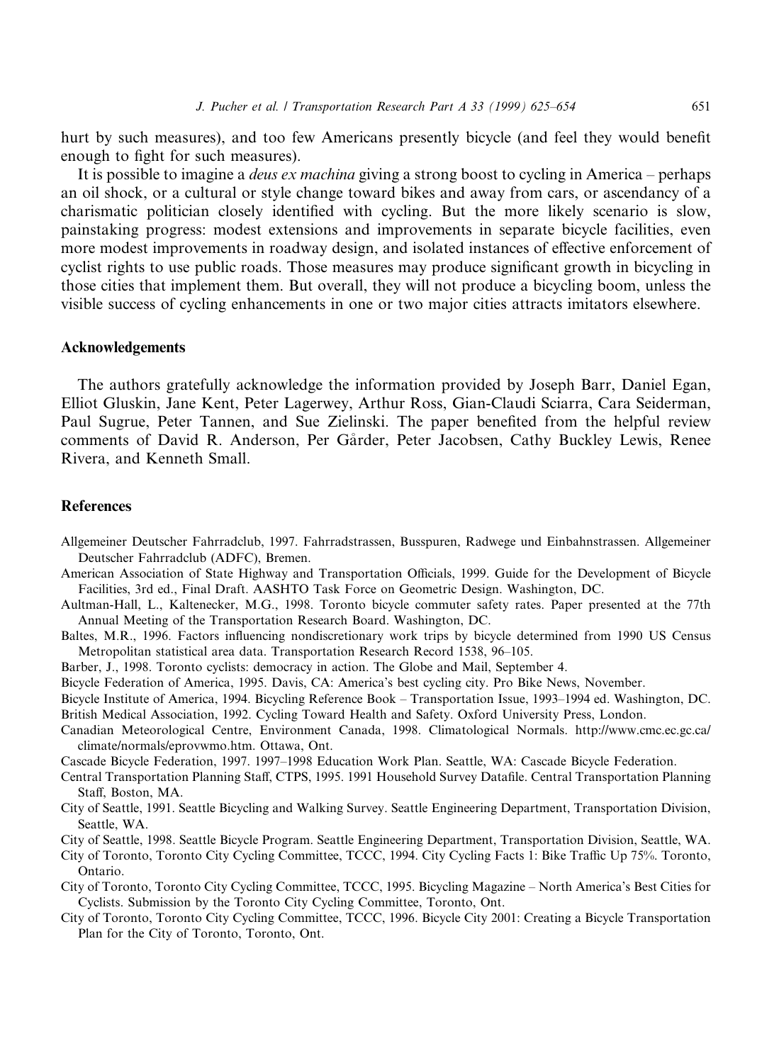hurt by such measures), and too few Americans presently bicycle (and feel they would benefit enough to fight for such measures).

It is possible to imagine a *deus ex machina* giving a strong boost to cycling in America – perhaps an oil shock, or a cultural or style change toward bikes and away from cars, or ascendancy of a charismatic politician closely identified with cycling. But the more likely scenario is slow, painstaking progress: modest extensions and improvements in separate bicycle facilities, even more modest improvements in roadway design, and isolated instances of effective enforcement of cyclist rights to use public roads. Those measures may produce significant growth in bicycling in those cities that implement them. But overall, they will not produce a bicycling boom, unless the visible success of cycling enhancements in one or two major cities attracts imitators elsewhere.

## Acknowledgements

The authors gratefully acknowledge the information provided by Joseph Barr, Daniel Egan, Elliot Gluskin, Jane Kent, Peter Lagerwey, Arthur Ross, Gian-Claudi Sciarra, Cara Seiderman, Paul Sugrue, Peter Tannen, and Sue Zielinski. The paper benefited from the helpful review comments of David R. Anderson, Per Gårder, Peter Jacobsen, Cathy Buckley Lewis, Renee Rivera, and Kenneth Small.

## References

Allgemeiner Deutscher Fahrradclub, 1997. Fahrradstrassen, Busspuren, Radwege und Einbahnstrassen. Allgemeiner Deutscher Fahrradclub (ADFC), Bremen.

American Association of State Highway and Transportation Officials, 1999. Guide for the Development of Bicycle Facilities, 3rd ed., Final Draft. AASHTO Task Force on Geometric Design. Washington, DC.

Aultman-Hall, L., Kaltenecker, M.G., 1998. Toronto bicycle commuter safety rates. Paper presented at the 77th Annual Meeting of the Transportation Research Board. Washington, DC.

Baltes, M.R., 1996. Factors influencing nondiscretionary work trips by bicycle determined from 1990 US Census Metropolitan statistical area data. Transportation Research Record 1538, 96–105.

Barber, J., 1998. Toronto cyclists: democracy in action. The Globe and Mail, September 4.

Bicycle Federation of America, 1995. Davis, CA: America's best cycling city. Pro Bike News, November.

Bicycle Institute of America, 1994. Bicycling Reference Book – Transportation Issue, 1993–1994 ed. Washington, DC.

British Medical Association, 1992. Cycling Toward Health and Safety. Oxford University Press, London.

Canadian Meteorological Centre, Environment Canada, 1998. Climatological Normals. http://www.cmc.ec.gc.ca/climate/normals/eprovwmo.htm. Ottawa, Ont.

Cascade Bicycle Federation, 1997. 1997–1998 Education Work Plan. Seattle, WA: Cascade Bicycle Federation.

Central Transportation Planning Staff, CTPS, 1995. 1991 Household Survey Datafile. Central Transportation Planning Staff, Boston, MA.

City of Seattle, 1991. Seattle Bicycling and Walking Survey. Seattle Engineering Department, Transportation Division, Seattle, WA.

City of Seattle, 1998. Seattle Bicycle Program. Seattle Engineering Department, Transportation Division, Seattle, WA.

City of Toronto, Toronto City Cycling Committee, TCCC, 1994. City Cycling Facts 1: Bike Traffic Up 75%. Toronto, Ontario.

City of Toronto, Toronto City Cycling Committee, TCCC, 1995. Bicycling Magazine – North America's Best Cities for Cyclists. Submission by the Toronto City Cycling Committee, Toronto, Ont.

City of Toronto, Toronto City Cycling Committee, TCCC, 1996. Bicycle City 2001: Creating a Bicycle Transportation Plan for the City of Toronto, Toronto, Ont.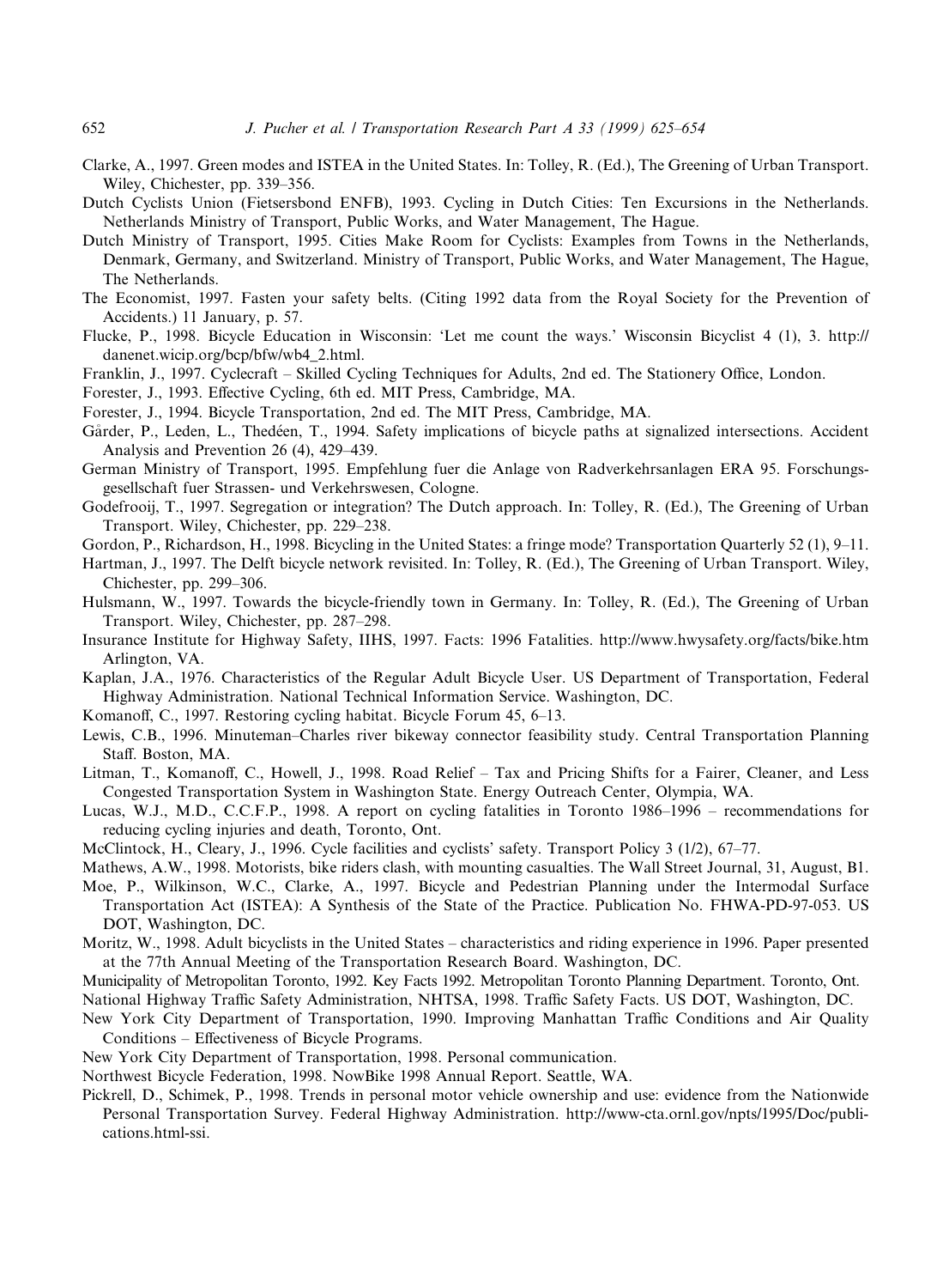Clarke, A., 1997. Green modes and ISTEA in the United States. In: Tolley, R. (Ed.), The Greening of Urban Transport. Wiley, Chichester, pp. 339–356.

Dutch Cyclists Union (Fietsersbond ENFB), 1993. Cycling in Dutch Cities: Ten Excursions in the Netherlands. Netherlands Ministry of Transport, Public Works, and Water Management, The Hague.

Dutch Ministry of Transport, 1995. Cities Make Room for Cyclists: Examples from Towns in the Netherlands, Denmark, Germany, and Switzerland. Ministry of Transport, Public Works, and Water Management, The Hague, The Netherlands.

The Economist, 1997. Fasten your safety belts. (Citing 1992 data from the Royal Society for the Prevention of Accidents.) 11 January, p. 57.

Flucke, P., 1998. Bicycle Education in Wisconsin: 'Let me count the ways.' Wisconsin Bicyclist 4 (1), 3. http://danenet.wicip.org/bcp/bfw/wb4_2.html.

Franklin, J., 1997. Cyclecraft – Skilled Cycling Techniques for Adults, 2nd ed. The Stationery Office, London.

Forester, J., 1993. Effective Cycling, 6th ed. MIT Press, Cambridge, MA.

Forester, J., 1994. Bicycle Transportation, 2nd ed. The MIT Press, Cambridge, MA.

Gårder, P., Leden, L., Thedéen, T., 1994. Safety implications of bicycle paths at signalized intersections. Accident Analysis and Prevention 26 (4), 429–439.

German Ministry of Transport, 1995. Empfehlung fuer die Anlage von Radverkehrsanlagen ERA 95. Forschungsgesellschaft fuer Strassen- und Verkehrswesen, Cologne.

Godefrooij, T., 1997. Segregation or integration? The Dutch approach. In: Tolley, R. (Ed.), The Greening of Urban Transport. Wiley, Chichester, pp. 229–238.

Gordon, P., Richardson, H., 1998. Bicycling in the United States: a fringe mode? Transportation Quarterly 52 (1), 9–11.

Hartman, J., 1997. The Delft bicycle network revisited. In: Tolley, R. (Ed.), The Greening of Urban Transport. Wiley, Chichester, pp. 299–306.

Hulsmann, W., 1997. Towards the bicycle-friendly town in Germany. In: Tolley, R. (Ed.), The Greening of Urban Transport. Wiley, Chichester, pp. 287–298.

Insurance Institute for Highway Safety, IIHS, 1997. Facts: 1996 Fatalities. http://www.hwysafety.org/facts/bike.htm Arlington, VA.

Kaplan, J.A., 1976. Characteristics of the Regular Adult Bicycle User. US Department of Transportation, Federal Highway Administration. National Technical Information Service. Washington, DC.

Komanoff, C., 1997. Restoring cycling habitat. Bicycle Forum 45, 6–13.

Lewis, C.B., 1996. Minuteman–Charles river bikeway connector feasibility study. Central Transportation Planning Staff. Boston, MA.

Litman, T., Komanoff, C., Howell, J., 1998. Road Relief – Tax and Pricing Shifts for a Fairer, Cleaner, and Less Congested Transportation System in Washington State. Energy Outreach Center, Olympia, WA.

Lucas, W.J., M.D., C.C.F.P., 1998. A report on cycling fatalities in Toronto 1986–1996 – recommendations for reducing cycling injuries and death, Toronto, Ont.

McClintock, H., Cleary, J., 1996. Cycle facilities and cyclists' safety. Transport Policy 3 (1/2), 67–77.

Mathews, A.W., 1998. Motorists, bike riders clash, with mounting casualties. The Wall Street Journal, 31, August, B1.

Moe, P., Wilkinson, W.C., Clarke, A., 1997. Bicycle and Pedestrian Planning under the Intermodal Surface Transportation Act (ISTEA): A Synthesis of the State of the Practice. Publication No. FHWA-PD-97-053. US DOT, Washington, DC.

Moritz, W., 1998. Adult bicyclists in the United States – characteristics and riding experience in 1996. Paper presented at the 77th Annual Meeting of the Transportation Research Board. Washington, DC.

Municipality of Metropolitan Toronto, 1992. Key Facts 1992. Metropolitan Toronto Planning Department. Toronto, Ont.

National Highway Traffic Safety Administration, NHTSA, 1998. Traffic Safety Facts. US DOT, Washington, DC.

New York City Department of Transportation, 1990. Improving Manhattan Traffic Conditions and Air Quality Conditions – Effectiveness of Bicycle Programs.

New York City Department of Transportation, 1998. Personal communication.

Northwest Bicycle Federation, 1998. NowBike 1998 Annual Report. Seattle, WA.

Pickrell, D., Schimek, P., 1998. Trends in personal motor vehicle ownership and use: evidence from the Nationwide Personal Transportation Survey. Federal Highway Administration. http://www-cta.ornl.gov/npts/1995/Doc/publications.html-ssi.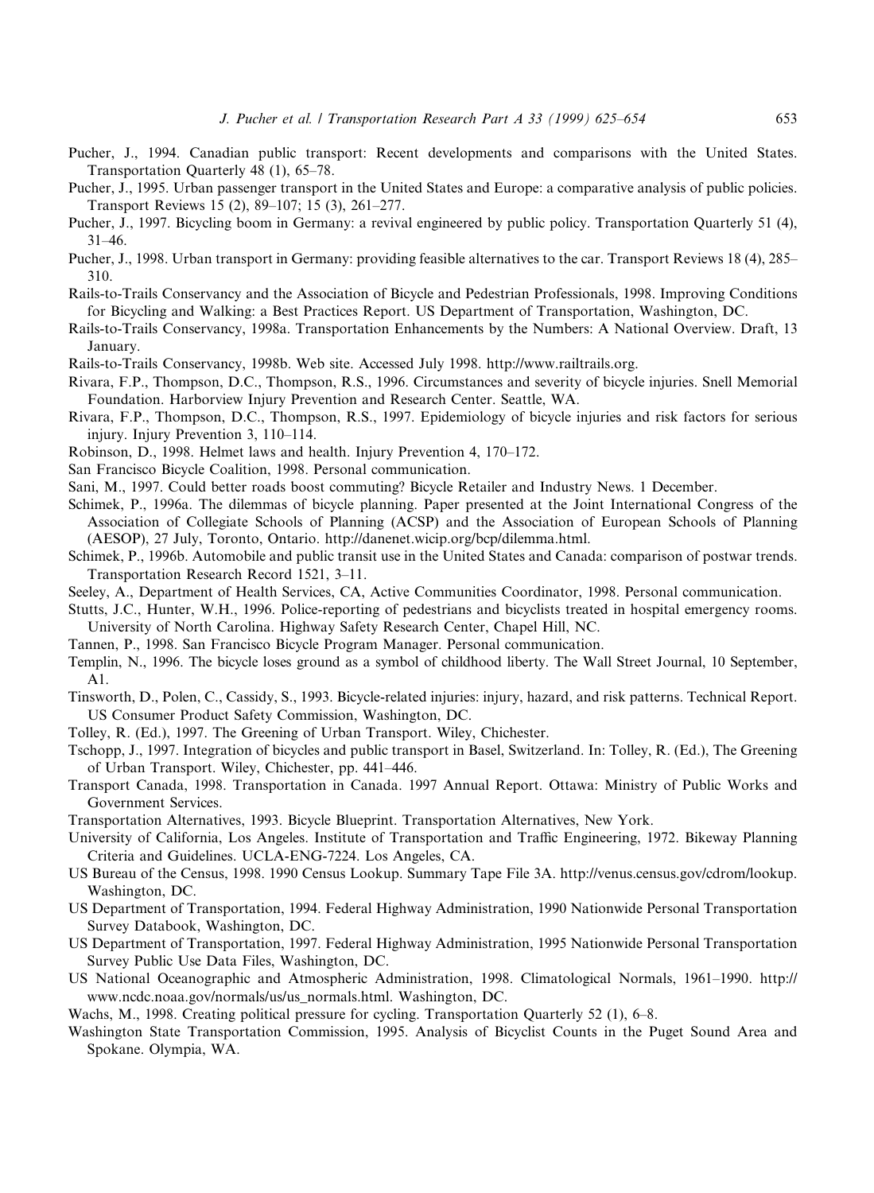Pucher, J., 1994. Canadian public transport: Recent developments and comparisons with the United States. Transportation Quarterly 48 (1), 65–78.

Pucher, J., 1995. Urban passenger transport in the United States and Europe: a comparative analysis of public policies. Transport Reviews 15 (2), 89–107; 15 (3), 261–277.

Pucher, J., 1997. Bicycling boom in Germany: a revival engineered by public policy. Transportation Quarterly 51 (4), 31–46.

Pucher, J., 1998. Urban transport in Germany: providing feasible alternatives to the car. Transport Reviews 18 (4), 285–310.

Rails-to-Trails Conservancy and the Association of Bicycle and Pedestrian Professionals, 1998. Improving Conditions for Bicycling and Walking: a Best Practices Report. US Department of Transportation, Washington, DC.

Rails-to-Trails Conservancy, 1998a. Transportation Enhancements by the Numbers: A National Overview. Draft, 13 January.

Rails-to-Trails Conservancy, 1998b. Web site. Accessed July 1998. http://www.railtrails.org.

Rivara, F.P., Thompson, D.C., Thompson, R.S., 1996. Circumstances and severity of bicycle injuries. Snell Memorial Foundation. Harborview Injury Prevention and Research Center. Seattle, WA.

Rivara, F.P., Thompson, D.C., Thompson, R.S., 1997. Epidemiology of bicycle injuries and risk factors for serious injury. Injury Prevention 3, 110–114.

Robinson, D., 1998. Helmet laws and health. Injury Prevention 4, 170–172.

San Francisco Bicycle Coalition, 1998. Personal communication.

Sani, M., 1997. Could better roads boost commuting? Bicycle Retailer and Industry News. 1 December.

Schimek, P., 1996a. The dilemmas of bicycle planning. Paper presented at the Joint International Congress of the Association of Collegiate Schools of Planning (ACSP) and the Association of European Schools of Planning (AESOP), 27 July, Toronto, Ontario. http://danenet.wicip.org/bcp/dilemma.html.

Schimek, P., 1996b. Automobile and public transit use in the United States and Canada: comparison of postwar trends. Transportation Research Record 1521, 3–11.

Seeley, A., Department of Health Services, CA, Active Communities Coordinator, 1998. Personal communication.

Stutts, J.C., Hunter, W.H., 1996. Police-reporting of pedestrians and bicyclists treated in hospital emergency rooms. University of North Carolina. Highway Safety Research Center, Chapel Hill, NC.

Tannen, P., 1998. San Francisco Bicycle Program Manager. Personal communication.

Templin, N., 1996. The bicycle loses ground as a symbol of childhood liberty. The Wall Street Journal, 10 September, A1.

Tinsworth, D., Polen, C., Cassidy, S., 1993. Bicycle-related injuries: injury, hazard, and risk patterns. Technical Report. US Consumer Product Safety Commission, Washington, DC.

Tolley, R. (Ed.), 1997. The Greening of Urban Transport. Wiley, Chichester.

Tschopp, J., 1997. Integration of bicycles and public transport in Basel, Switzerland. In: Tolley, R. (Ed.), The Greening of Urban Transport. Wiley, Chichester, pp. 441–446.

Transport Canada, 1998. Transportation in Canada. 1997 Annual Report. Ottawa: Ministry of Public Works and Government Services.

Transportation Alternatives, 1993. Bicycle Blueprint. Transportation Alternatives, New York.

University of California, Los Angeles. Institute of Transportation and Traffic Engineering, 1972. Bikeway Planning Criteria and Guidelines. UCLA-ENG-7224. Los Angeles, CA.

US Bureau of the Census, 1998. 1990 Census Lookup. Summary Tape File 3A. http://venus.census.gov/cdrom/lookup. Washington, DC.

US Department of Transportation, 1994. Federal Highway Administration, 1990 Nationwide Personal Transportation Survey Databook, Washington, DC.

US Department of Transportation, 1997. Federal Highway Administration, 1995 Nationwide Personal Transportation Survey Public Use Data Files, Washington, DC.

US National Oceanographic and Atmospheric Administration, 1998. Climatological Normals, 1961–1990. http://www.ncdc.noaa.gov/normals/us/us_normals.html. Washington, DC.

Wachs, M., 1998. Creating political pressure for cycling. Transportation Quarterly 52 (1), 6–8.

Washington State Transportation Commission, 1995. Analysis of Bicyclist Counts in the Puget Sound Area and Spokane. Olympia, WA.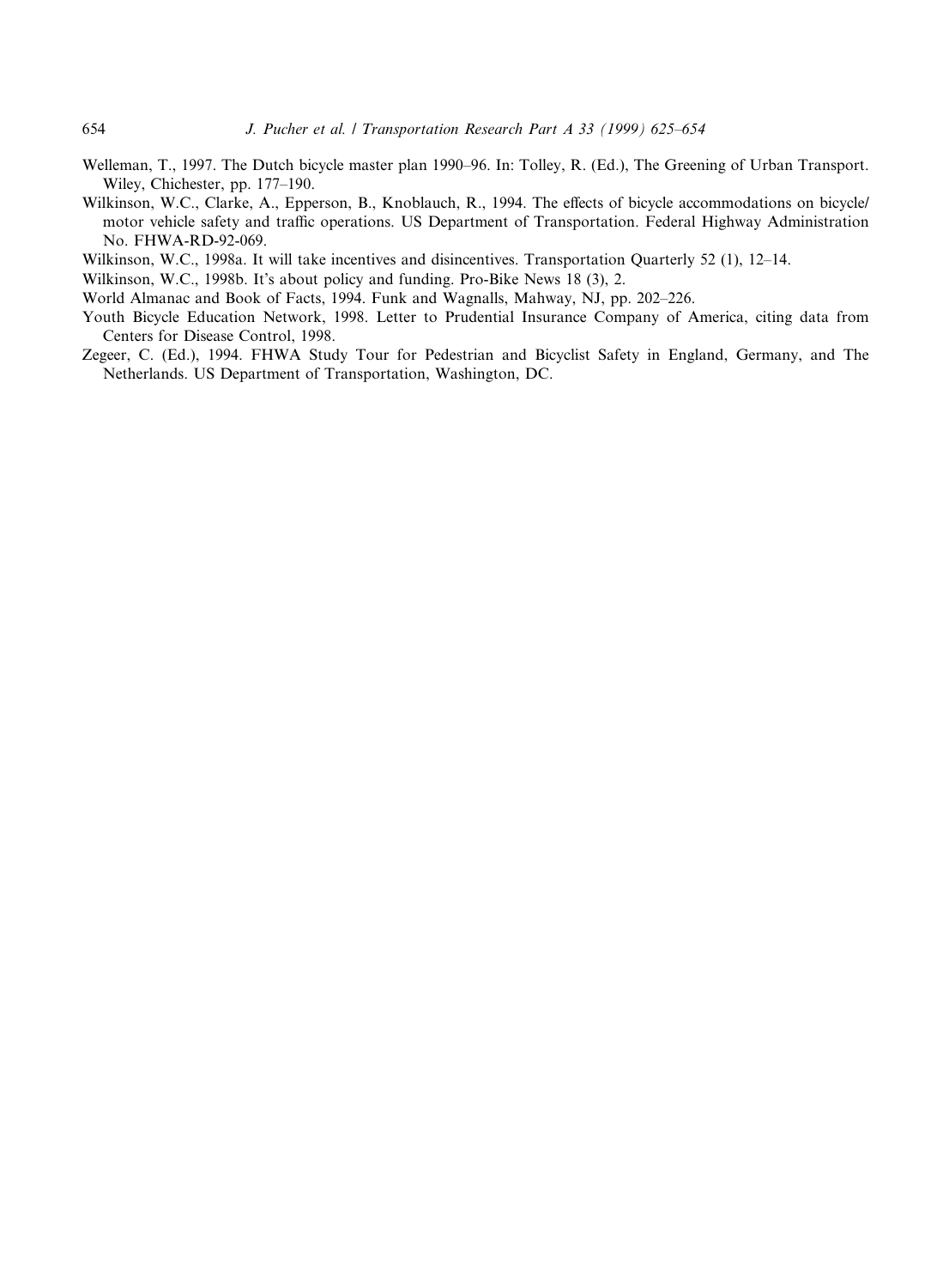Welleman, T., 1997. The Dutch bicycle master plan 1990–96. In: Tolley, R. (Ed.), The Greening of Urban Transport. Wiley, Chichester, pp. 177–190.

Wilkinson, W.C., Clarke, A., Epperson, B., Knoblauch, R., 1994. The effects of bicycle accommodations on bicycle/motor vehicle safety and traffic operations. US Department of Transportation. Federal Highway Administration No. FHWA-RD-92-069.

Wilkinson, W.C., 1998a. It will take incentives and disincentives. Transportation Quarterly 52 (1), 12–14.

Wilkinson, W.C., 1998b. It's about policy and funding. Pro-Bike News 18 (3), 2.

World Almanac and Book of Facts, 1994. Funk and Wagnalls, Mahway, NJ, pp. 202–226.

Youth Bicycle Education Network, 1998. Letter to Prudential Insurance Company of America, citing data from Centers for Disease Control, 1998.

Zegeer, C. (Ed.), 1994. FHWA Study Tour for Pedestrian and Bicyclist Safety in England, Germany, and The Netherlands. US Department of Transportation, Washington, DC.